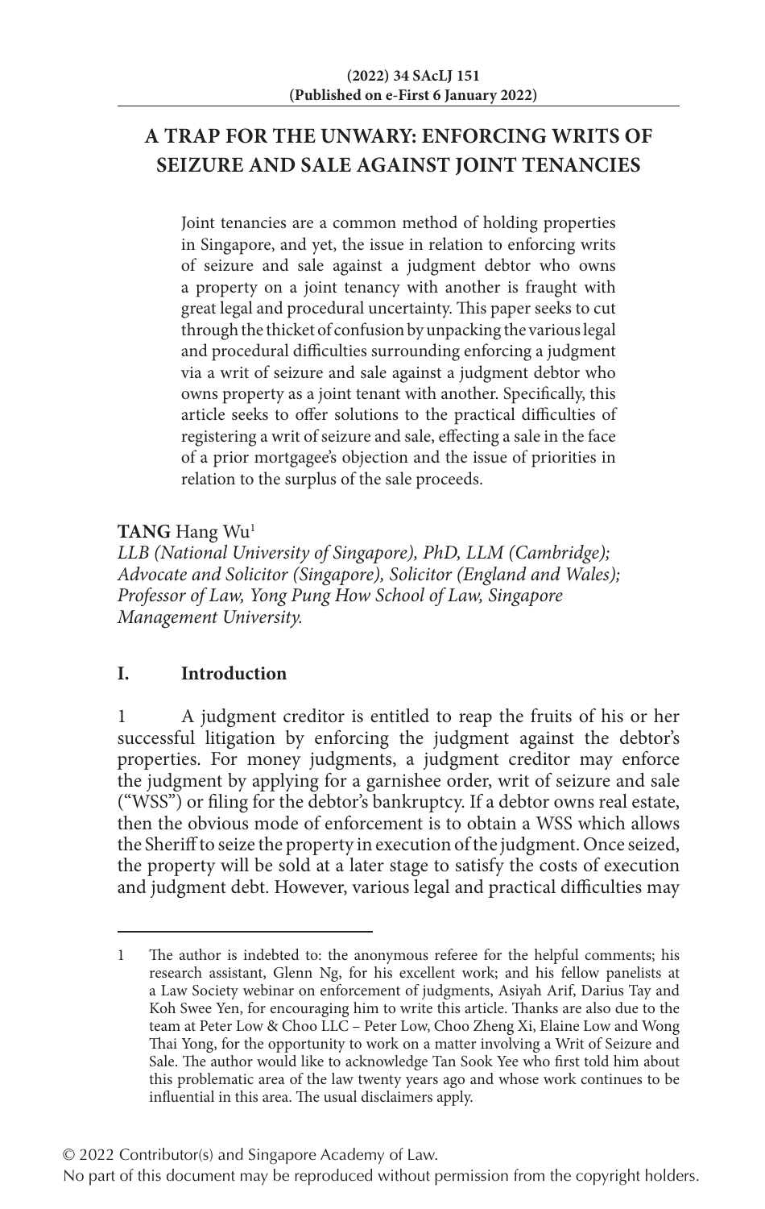# A TRAP FOR THE UNWARY: ENFORCING WRITS OF SEIZURE AND SALE AGAINST JOINT TENANCIES

Joint tenancies are a common method of holding properties in Singapore, and yet, the issue in relation to enforcing writs of seizure and sale against a judgment debtor who owns a property on a joint tenancy with another is fraught with great legal and procedural uncertainty. This paper seeks to cut through the thicket of confusion by unpacking the various legal and procedural difficulties surrounding enforcing a judgment via a writ of seizure and sale against a judgment debtor who owns property as a joint tenant with another. Specifically, this article seeks to offer solutions to the practical difficulties of registering a writ of seizure and sale, effecting a sale in the face of a prior mortgagee's objection and the issue of priorities in relation to the surplus of the sale proceeds.

**TANG** Hang Wu[1]
*LLB (National University of Singapore), PhD, LLM (Cambridge); Advocate and Solicitor (Singapore), Solicitor (England and Wales); Professor of Law, Yong Pung How School of Law, Singapore Management University.*

## I. Introduction

1 A judgment creditor is entitled to reap the fruits of his or her successful litigation by enforcing the judgment against the debtor's properties. For money judgments, a judgment creditor may enforce the judgment by applying for a garnishee order, writ of seizure and sale ("WSS") or filing for the debtor's bankruptcy. If a debtor owns real estate, then the obvious mode of enforcement is to obtain a WSS which allows the Sheriff to seize the property in execution of the judgment. Once seized, the property will be sold at a later stage to satisfy the costs of execution and judgment debt. However, various legal and practical difficulties may

---

1 The author is indebted to: the anonymous referee for the helpful comments; his research assistant, Glenn Ng, for his excellent work; and his fellow panelists at a Law Society webinar on enforcement of judgments, Asiyah Arif, Darius Tay and Koh Swee Yen, for encouraging him to write this article. Thanks are also due to the team at Peter Low & Choo LLC – Peter Low, Choo Zheng Xi, Elaine Low and Wong Thai Yong, for the opportunity to work on a matter involving a Writ of Seizure and Sale. The author would like to acknowledge Tan Sook Yee who first told him about this problematic area of the law twenty years ago and whose work continues to be influential in this area. The usual disclaimers apply.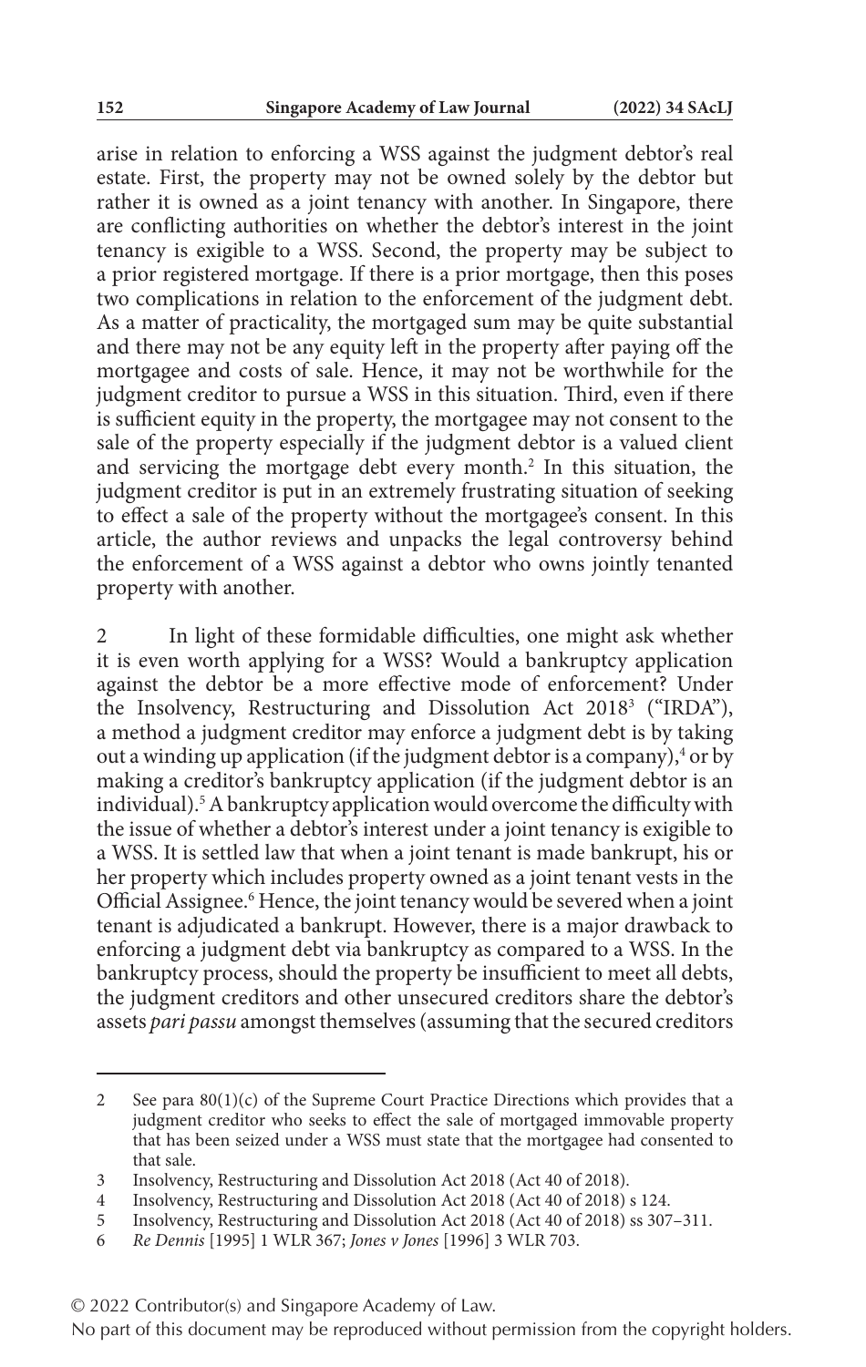arise in relation to enforcing a WSS against the judgment debtor's real estate. First, the property may not be owned solely by the debtor but rather it is owned as a joint tenancy with another. In Singapore, there are conflicting authorities on whether the debtor's interest in the joint tenancy is exigible to a WSS. Second, the property may be subject to a prior registered mortgage. If there is a prior mortgage, then this poses two complications in relation to the enforcement of the judgment debt. As a matter of practicality, the mortgaged sum may be quite substantial and there may not be any equity left in the property after paying off the mortgagee and costs of sale. Hence, it may not be worthwhile for the judgment creditor to pursue a WSS in this situation. Third, even if there is sufficient equity in the property, the mortgagee may not consent to the sale of the property especially if the judgment debtor is a valued client and servicing the mortgage debt every month.[2] In this situation, the judgment creditor is put in an extremely frustrating situation of seeking to effect a sale of the property without the mortgagee's consent. In this article, the author reviews and unpacks the legal controversy behind the enforcement of a WSS against a debtor who owns jointly tenanted property with another.

2 In light of these formidable difficulties, one might ask whether it is even worth applying for a WSS? Would a bankruptcy application against the debtor be a more effective mode of enforcement? Under the Insolvency, Restructuring and Dissolution Act 2018[3] ("IRDA"), a method a judgment creditor may enforce a judgment debt is by taking out a winding up application (if the judgment debtor is a company),[4] or by making a creditor's bankruptcy application (if the judgment debtor is an individual).[5] A bankruptcy application would overcome the difficulty with the issue of whether a debtor's interest under a joint tenancy is exigible to a WSS. It is settled law that when a joint tenant is made bankrupt, his or her property which includes property owned as a joint tenant vests in the Official Assignee.[6] Hence, the joint tenancy would be severed when a joint tenant is adjudicated a bankrupt. However, there is a major drawback to enforcing a judgment debt via bankruptcy as compared to a WSS. In the bankruptcy process, should the property be insufficient to meet all debts, the judgment creditors and other unsecured creditors share the debtor's assets *pari passu* amongst themselves (assuming that the secured creditors

---

2 See para 80(1)(c) of the Supreme Court Practice Directions which provides that a judgment creditor who seeks to effect the sale of mortgaged immovable property that has been seized under a WSS must state that the mortgagee had consented to that sale.

3 Insolvency, Restructuring and Dissolution Act 2018 (Act 40 of 2018).

4 Insolvency, Restructuring and Dissolution Act 2018 (Act 40 of 2018) s 124.

5 Insolvency, Restructuring and Dissolution Act 2018 (Act 40 of 2018) ss 307–311.

6 *Re Dennis* [1995] 1 WLR 367; *Jones v Jones* [1996] 3 WLR 703.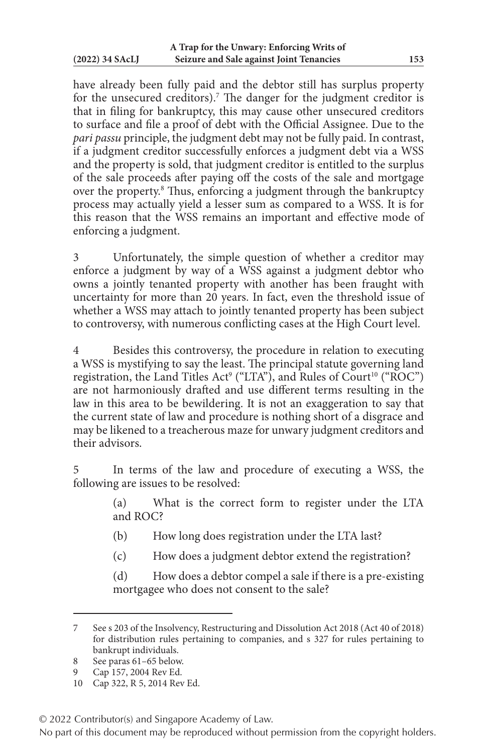have already been fully paid and the debtor still has surplus property for the unsecured creditors).[7] The danger for the judgment creditor is that in filing for bankruptcy, this may cause other unsecured creditors to surface and file a proof of debt with the Official Assignee. Due to the *pari passu* principle, the judgment debt may not be fully paid. In contrast, if a judgment creditor successfully enforces a judgment debt via a WSS and the property is sold, that judgment creditor is entitled to the surplus of the sale proceeds after paying off the costs of the sale and mortgage over the property.[8] Thus, enforcing a judgment through the bankruptcy process may actually yield a lesser sum as compared to a WSS. It is for this reason that the WSS remains an important and effective mode of enforcing a judgment.

3 Unfortunately, the simple question of whether a creditor may enforce a judgment by way of a WSS against a judgment debtor who owns a jointly tenanted property with another has been fraught with uncertainty for more than 20 years. In fact, even the threshold issue of whether a WSS may attach to jointly tenanted property has been subject to controversy, with numerous conflicting cases at the High Court level.

4 Besides this controversy, the procedure in relation to executing a WSS is mystifying to say the least. The principal statute governing land registration, the Land Titles Act[9] ("LTA"), and Rules of Court[10] ("ROC") are not harmoniously drafted and use different terms resulting in the law in this area to be bewildering. It is not an exaggeration to say that the current state of law and procedure is nothing short of a disgrace and may be likened to a treacherous maze for unwary judgment creditors and their advisors.

5 In terms of the law and procedure of executing a WSS, the following are issues to be resolved:

> (a) What is the correct form to register under the LTA and ROC?
>
> (b) How long does registration under the LTA last?
>
> (c) How does a judgment debtor extend the registration?
>
> (d) How does a debtor compel a sale if there is a pre-existing mortgagee who does not consent to the sale?

---

7 See s 203 of the Insolvency, Restructuring and Dissolution Act 2018 (Act 40 of 2018) for distribution rules pertaining to companies, and s 327 for rules pertaining to bankrupt individuals.

8 See paras 61–65 below.

9 Cap 157, 2004 Rev Ed.

10 Cap 322, R 5, 2014 Rev Ed.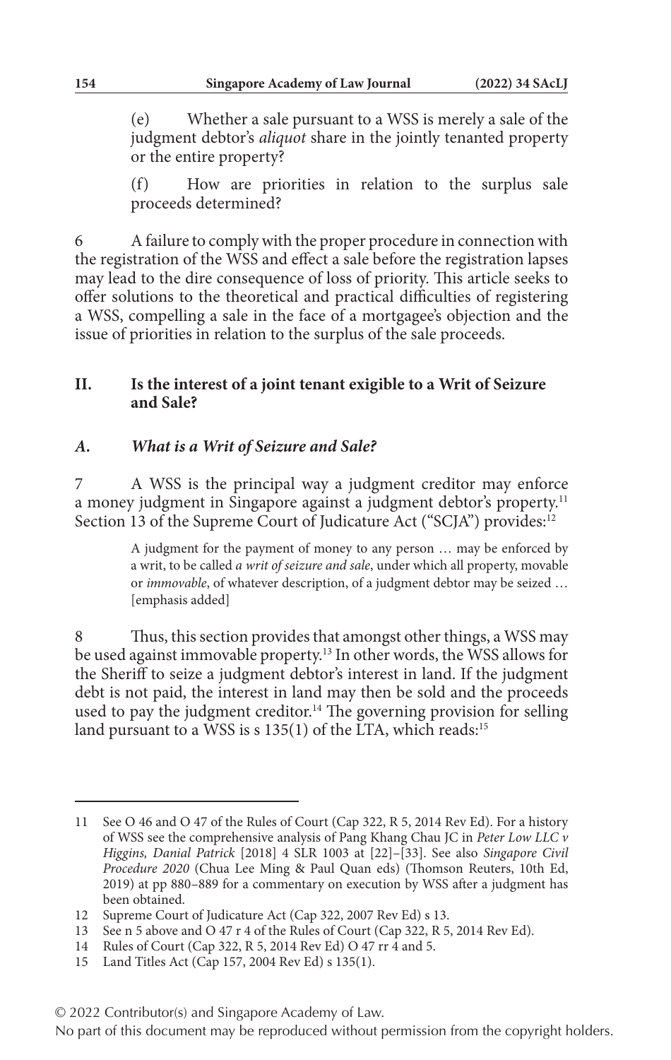(e) Whether a sale pursuant to a WSS is merely a sale of the judgment debtor's *aliquot* share in the jointly tenanted property or the entire property?

(f) How are priorities in relation to the surplus sale proceeds determined?

6 A failure to comply with the proper procedure in connection with the registration of the WSS and effect a sale before the registration lapses may lead to the dire consequence of loss of priority. This article seeks to offer solutions to the theoretical and practical difficulties of registering a WSS, compelling a sale in the face of a mortgagee's objection and the issue of priorities in relation to the surplus of the sale proceeds.

## II. Is the interest of a joint tenant exigible to a Writ of Seizure and Sale?

### *A. What is a Writ of Seizure and Sale?*

7 A WSS is the principal way a judgment creditor may enforce a money judgment in Singapore against a judgment debtor's property.[11] Section 13 of the Supreme Court of Judicature Act ("SCJA") provides:[12]

> A judgment for the payment of money to any person … may be enforced by a writ, to be called *a writ of seizure and sale*, under which all property, movable or *immovable*, of whatever description, of a judgment debtor may be seized … [emphasis added]

8 Thus, this section provides that amongst other things, a WSS may be used against immovable property.[13] In other words, the WSS allows for the Sheriff to seize a judgment debtor's interest in land. If the judgment debt is not paid, the interest in land may then be sold and the proceeds used to pay the judgment creditor.[14] The governing provision for selling land pursuant to a WSS is s 135(1) of the LTA, which reads:[15]

---

11 See O 46 and O 47 of the Rules of Court (Cap 322, R 5, 2014 Rev Ed). For a history of WSS see the comprehensive analysis of Pang Khang Chau JC in *Peter Low LLC v Higgins, Danial Patrick* [2018] 4 SLR 1003 at [22]–[33]. See also *Singapore Civil Procedure 2020* (Chua Lee Ming & Paul Quan eds) (Thomson Reuters, 10th Ed, 2019) at pp 880–889 for a commentary on execution by WSS after a judgment has been obtained.

12 Supreme Court of Judicature Act (Cap 322, 2007 Rev Ed) s 13.

13 See n 5 above and O 47 r 4 of the Rules of Court (Cap 322, R 5, 2014 Rev Ed).

14 Rules of Court (Cap 322, R 5, 2014 Rev Ed) O 47 rr 4 and 5.

15 Land Titles Act (Cap 157, 2004 Rev Ed) s 135(1).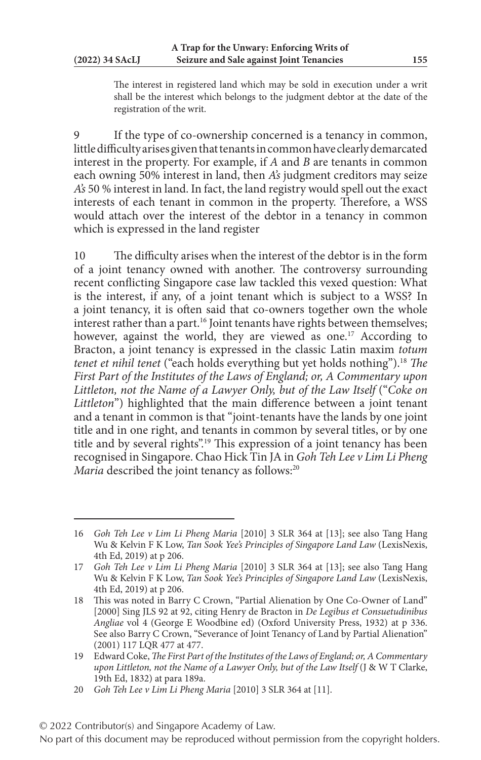> The interest in registered land which may be sold in execution under a writ shall be the interest which belongs to the judgment debtor at the date of the registration of the writ.

9 If the type of co-ownership concerned is a tenancy in common, little difficulty arises given that tenants in common have clearly demarcated interest in the property. For example, if *A* and *B* are tenants in common each owning 50% interest in land, then *A's* judgment creditors may seize *A's* 50 % interest in land. In fact, the land registry would spell out the exact interests of each tenant in common in the property. Therefore, a WSS would attach over the interest of the debtor in a tenancy in common which is expressed in the land register

10 The difficulty arises when the interest of the debtor is in the form of a joint tenancy owned with another. The controversy surrounding recent conflicting Singapore case law tackled this vexed question: What is the interest, if any, of a joint tenant which is subject to a WSS? In a joint tenancy, it is often said that co-owners together own the whole interest rather than a part.[16] Joint tenants have rights between themselves; however, against the world, they are viewed as one.[17] According to Bracton, a joint tenancy is expressed in the classic Latin maxim *totum tenet et nihil tenet* ("each holds everything but yet holds nothing").[18] *The First Part of the Institutes of the Laws of England; or, A Commentary upon Littleton, not the Name of a Lawyer Only, but of the Law Itself* ("*Coke on Littleton*") highlighted that the main difference between a joint tenant and a tenant in common is that "joint-tenants have the lands by one joint title and in one right, and tenants in common by several titles, or by one title and by several rights".[19] This expression of a joint tenancy has been recognised in Singapore. Chao Hick Tin JA in *Goh Teh Lee v Lim Li Pheng Maria* described the joint tenancy as follows:[20]

---

16 *Goh Teh Lee v Lim Li Pheng Maria* [2010] 3 SLR 364 at [13]; see also Tang Hang Wu & Kelvin F K Low, *Tan Sook Yee's Principles of Singapore Land Law* (LexisNexis, 4th Ed, 2019) at p 206.

17 *Goh Teh Lee v Lim Li Pheng Maria* [2010] 3 SLR 364 at [13]; see also Tang Hang Wu & Kelvin F K Low, *Tan Sook Yee's Principles of Singapore Land Law* (LexisNexis, 4th Ed, 2019) at p 206.

18 This was noted in Barry C Crown, "Partial Alienation by One Co-Owner of Land" [2000] Sing JLS 92 at 92, citing Henry de Bracton in *De Legibus et Consuetudinibus Angliae* vol 4 (George E Woodbine ed) (Oxford University Press, 1932) at p 336. See also Barry C Crown, "Severance of Joint Tenancy of Land by Partial Alienation" (2001) 117 LQR 477 at 477.

19 Edward Coke, *The First Part of the Institutes of the Laws of England; or, A Commentary upon Littleton, not the Name of a Lawyer Only, but of the Law Itself* (J & W T Clarke, 19th Ed, 1832) at para 189a.

20 *Goh Teh Lee v Lim Li Pheng Maria* [2010] 3 SLR 364 at [11].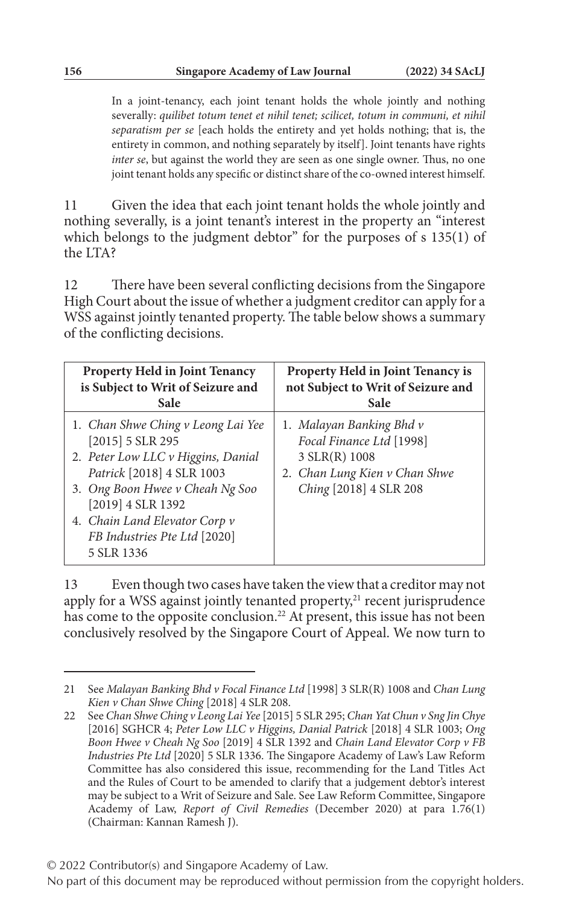In a joint-tenancy, each joint tenant holds the whole jointly and nothing severally: *quilibet totum tenet et nihil tenet; scilicet, totum in communi, et nihil separatism per se* [each holds the entirety and yet holds nothing; that is, the entirety in common, and nothing separately by itself]. Joint tenants have rights *inter se*, but against the world they are seen as one single owner. Thus, no one joint tenant holds any specific or distinct share of the co-owned interest himself.

11 Given the idea that each joint tenant holds the whole jointly and nothing severally, is a joint tenant's interest in the property an "interest which belongs to the judgment debtor" for the purposes of s 135(1) of the LTA?

12 There have been several conflicting decisions from the Singapore High Court about the issue of whether a judgment creditor can apply for a WSS against jointly tenanted property. The table below shows a summary of the conflicting decisions.

| **Property Held in Joint Tenancy is Subject to Writ of Seizure and Sale** | **Property Held in Joint Tenancy is not Subject to Writ of Seizure and Sale** |
|---|---|
| 1. *Chan Shwe Ching v Leong Lai Yee* [2015] 5 SLR 295<br>2. *Peter Low LLC v Higgins, Danial Patrick* [2018] 4 SLR 1003<br>3. *Ong Boon Hwee v Cheah Ng Soo* [2019] 4 SLR 1392<br>4. *Chain Land Elevator Corp v FB Industries Pte Ltd* [2020] 5 SLR 1336 | 1. *Malayan Banking Bhd v Focal Finance Ltd* [1998] 3 SLR(R) 1008<br>2. *Chan Lung Kien v Chan Shwe Ching* [2018] 4 SLR 208 |

13 Even though two cases have taken the view that a creditor may not apply for a WSS against jointly tenanted property,[21] recent jurisprudence has come to the opposite conclusion.[22] At present, this issue has not been conclusively resolved by the Singapore Court of Appeal. We now turn to

---

21 See *Malayan Banking Bhd v Focal Finance Ltd* [1998] 3 SLR(R) 1008 and *Chan Lung Kien v Chan Shwe Ching* [2018] 4 SLR 208.

22 See *Chan Shwe Ching v Leong Lai Yee* [2015] 5 SLR 295; *Chan Yat Chun v Sng Jin Chye* [2016] SGHCR 4; *Peter Low LLC v Higgins, Danial Patrick* [2018] 4 SLR 1003; *Ong Boon Hwee v Cheah Ng Soo* [2019] 4 SLR 1392 and *Chain Land Elevator Corp v FB Industries Pte Ltd* [2020] 5 SLR 1336. The Singapore Academy of Law's Law Reform Committee has also considered this issue, recommending for the Land Titles Act and the Rules of Court to be amended to clarify that a judgement debtor's interest may be subject to a Writ of Seizure and Sale. See Law Reform Committee, Singapore Academy of Law, *Report of Civil Remedies* (December 2020) at para 1.76(1) (Chairman: Kannan Ramesh J).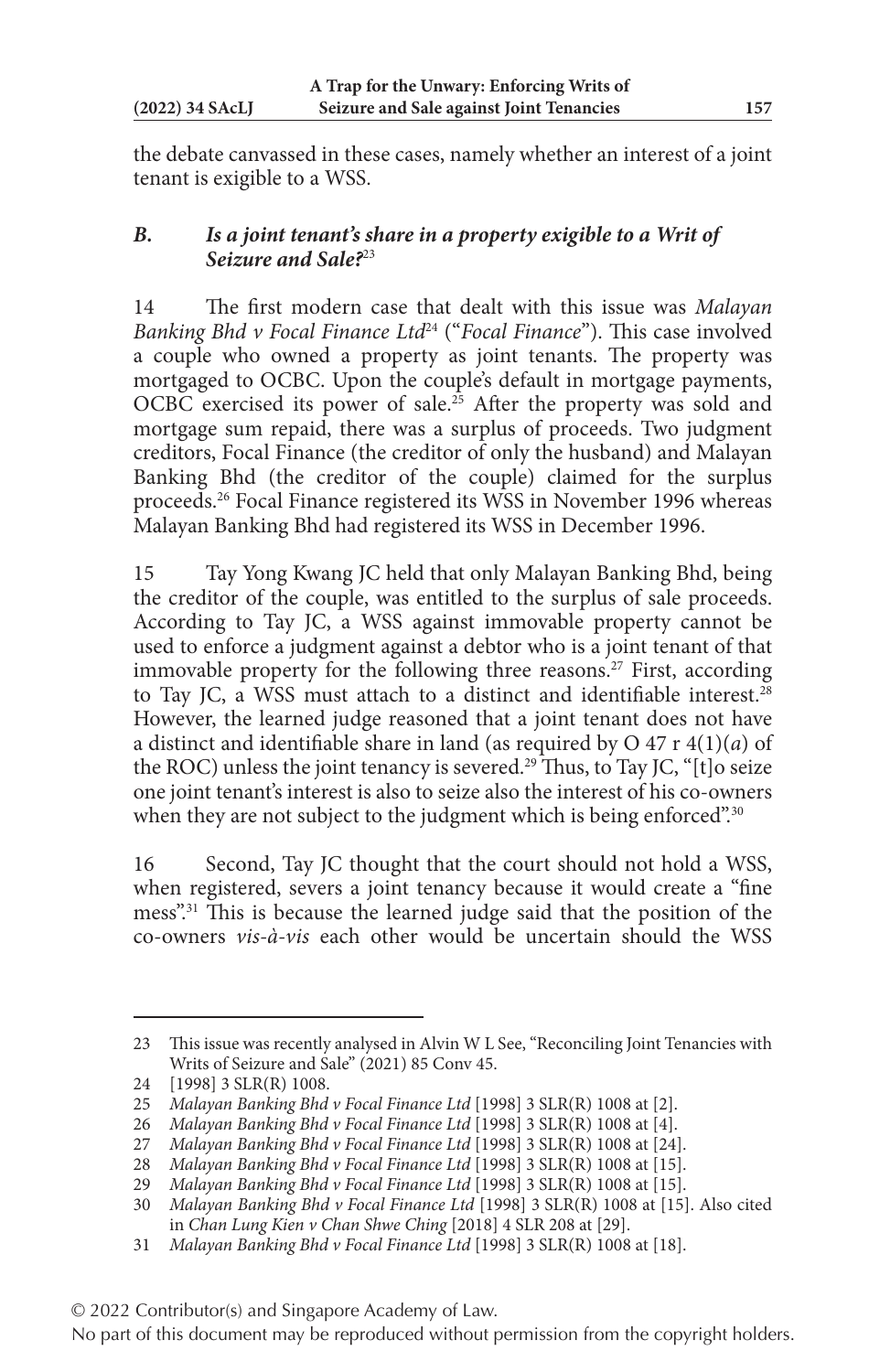the debate canvassed in these cases, namely whether an interest of a joint tenant is exigible to a WSS.

### *B. Is a joint tenant's share in a property exigible to a Writ of Seizure and Sale?*[23]

14 The first modern case that dealt with this issue was *Malayan Banking Bhd v Focal Finance Ltd*[24] ("*Focal Finance*"). This case involved a couple who owned a property as joint tenants. The property was mortgaged to OCBC. Upon the couple's default in mortgage payments, OCBC exercised its power of sale.[25] After the property was sold and mortgage sum repaid, there was a surplus of proceeds. Two judgment creditors, Focal Finance (the creditor of only the husband) and Malayan Banking Bhd (the creditor of the couple) claimed for the surplus proceeds.[26] Focal Finance registered its WSS in November 1996 whereas Malayan Banking Bhd had registered its WSS in December 1996.

15 Tay Yong Kwang JC held that only Malayan Banking Bhd, being the creditor of the couple, was entitled to the surplus of sale proceeds. According to Tay JC, a WSS against immovable property cannot be used to enforce a judgment against a debtor who is a joint tenant of that immovable property for the following three reasons.[27] First, according to Tay JC, a WSS must attach to a distinct and identifiable interest.[28] However, the learned judge reasoned that a joint tenant does not have a distinct and identifiable share in land (as required by O 47 r 4(1)(*a*) of the ROC) unless the joint tenancy is severed.[29] Thus, to Tay JC, "[t]o seize one joint tenant's interest is also to seize also the interest of his co-owners when they are not subject to the judgment which is being enforced".[30]

16 Second, Tay JC thought that the court should not hold a WSS, when registered, severs a joint tenancy because it would create a "fine mess".[31] This is because the learned judge said that the position of the co-owners *vis-à-vis* each other would be uncertain should the WSS

---

23 This issue was recently analysed in Alvin W L See, "Reconciling Joint Tenancies with Writs of Seizure and Sale" (2021) 85 Conv 45.

24 [1998] 3 SLR(R) 1008.

25 *Malayan Banking Bhd v Focal Finance Ltd* [1998] 3 SLR(R) 1008 at [2].

26 *Malayan Banking Bhd v Focal Finance Ltd* [1998] 3 SLR(R) 1008 at [4].

27 *Malayan Banking Bhd v Focal Finance Ltd* [1998] 3 SLR(R) 1008 at [24].

28 *Malayan Banking Bhd v Focal Finance Ltd* [1998] 3 SLR(R) 1008 at [15].

29 *Malayan Banking Bhd v Focal Finance Ltd* [1998] 3 SLR(R) 1008 at [15].

30 *Malayan Banking Bhd v Focal Finance Ltd* [1998] 3 SLR(R) 1008 at [15]. Also cited in *Chan Lung Kien v Chan Shwe Ching* [2018] 4 SLR 208 at [29].

31 *Malayan Banking Bhd v Focal Finance Ltd* [1998] 3 SLR(R) 1008 at [18].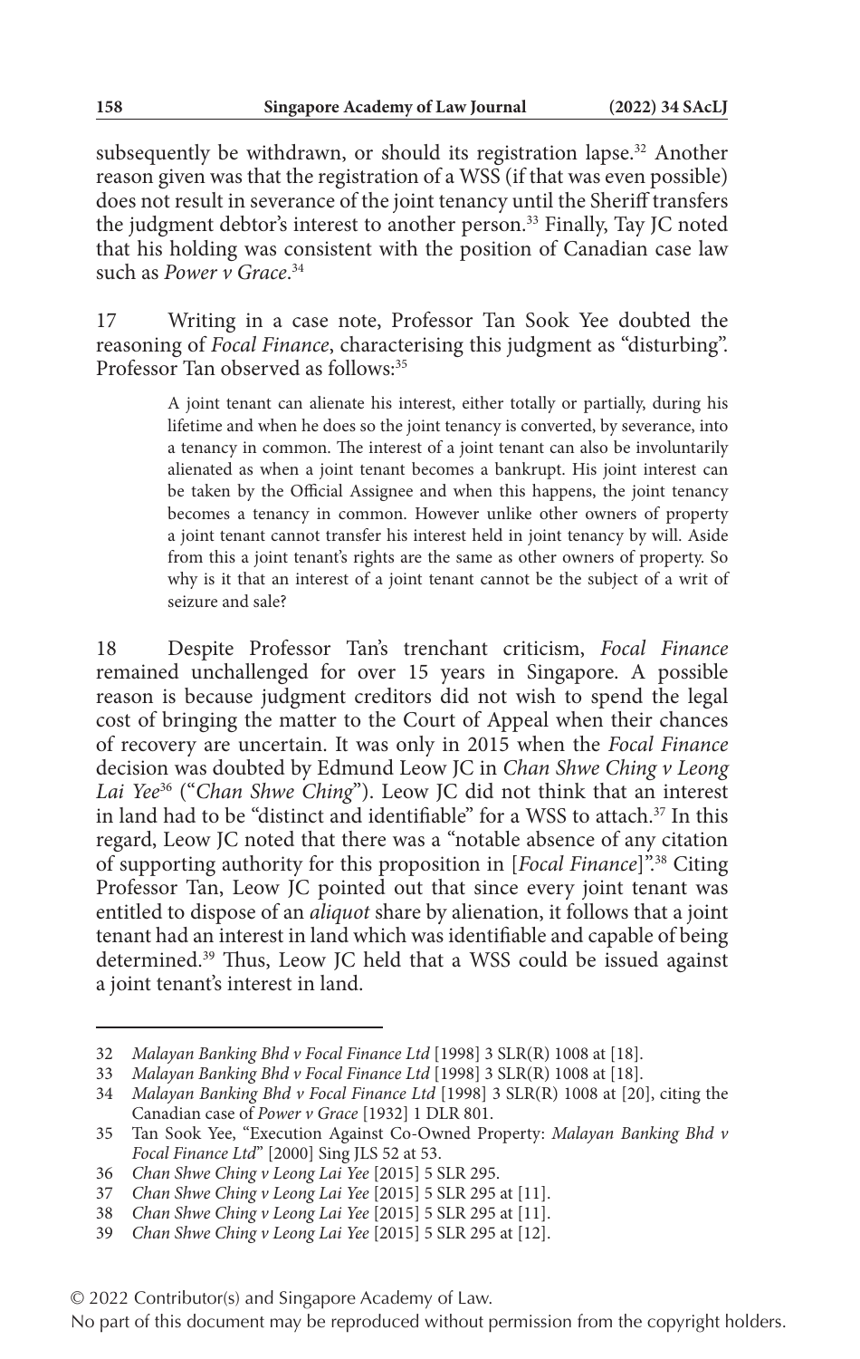subsequently be withdrawn, or should its registration lapse.[32] Another reason given was that the registration of a WSS (if that was even possible) does not result in severance of the joint tenancy until the Sheriff transfers the judgment debtor's interest to another person.[33] Finally, Tay JC noted that his holding was consistent with the position of Canadian case law such as *Power v Grace*.[34]

17 Writing in a case note, Professor Tan Sook Yee doubted the reasoning of *Focal Finance*, characterising this judgment as "disturbing". Professor Tan observed as follows:[35]

> A joint tenant can alienate his interest, either totally or partially, during his lifetime and when he does so the joint tenancy is converted, by severance, into a tenancy in common. The interest of a joint tenant can also be involuntarily alienated as when a joint tenant becomes a bankrupt. His joint interest can be taken by the Official Assignee and when this happens, the joint tenancy becomes a tenancy in common. However unlike other owners of property a joint tenant cannot transfer his interest held in joint tenancy by will. Aside from this a joint tenant's rights are the same as other owners of property. So why is it that an interest of a joint tenant cannot be the subject of a writ of seizure and sale?

18 Despite Professor Tan's trenchant criticism, *Focal Finance* remained unchallenged for over 15 years in Singapore. A possible reason is because judgment creditors did not wish to spend the legal cost of bringing the matter to the Court of Appeal when their chances of recovery are uncertain. It was only in 2015 when the *Focal Finance* decision was doubted by Edmund Leow JC in *Chan Shwe Ching v Leong Lai Yee*[36] ("*Chan Shwe Ching*"). Leow JC did not think that an interest in land had to be "distinct and identifiable" for a WSS to attach.[37] In this regard, Leow JC noted that there was a "notable absence of any citation of supporting authority for this proposition in [*Focal Finance*]".[38] Citing Professor Tan, Leow JC pointed out that since every joint tenant was entitled to dispose of an *aliquot* share by alienation, it follows that a joint tenant had an interest in land which was identifiable and capable of being determined.[39] Thus, Leow JC held that a WSS could be issued against a joint tenant's interest in land.

---

32 *Malayan Banking Bhd v Focal Finance Ltd* [1998] 3 SLR(R) 1008 at [18].

33 *Malayan Banking Bhd v Focal Finance Ltd* [1998] 3 SLR(R) 1008 at [18].

34 *Malayan Banking Bhd v Focal Finance Ltd* [1998] 3 SLR(R) 1008 at [20], citing the Canadian case of *Power v Grace* [1932] 1 DLR 801.

35 Tan Sook Yee, "Execution Against Co-Owned Property: *Malayan Banking Bhd v Focal Finance Ltd*" [2000] Sing JLS 52 at 53.

36 *Chan Shwe Ching v Leong Lai Yee* [2015] 5 SLR 295.

37 *Chan Shwe Ching v Leong Lai Yee* [2015] 5 SLR 295 at [11].

38 *Chan Shwe Ching v Leong Lai Yee* [2015] 5 SLR 295 at [11].

39 *Chan Shwe Ching v Leong Lai Yee* [2015] 5 SLR 295 at [12].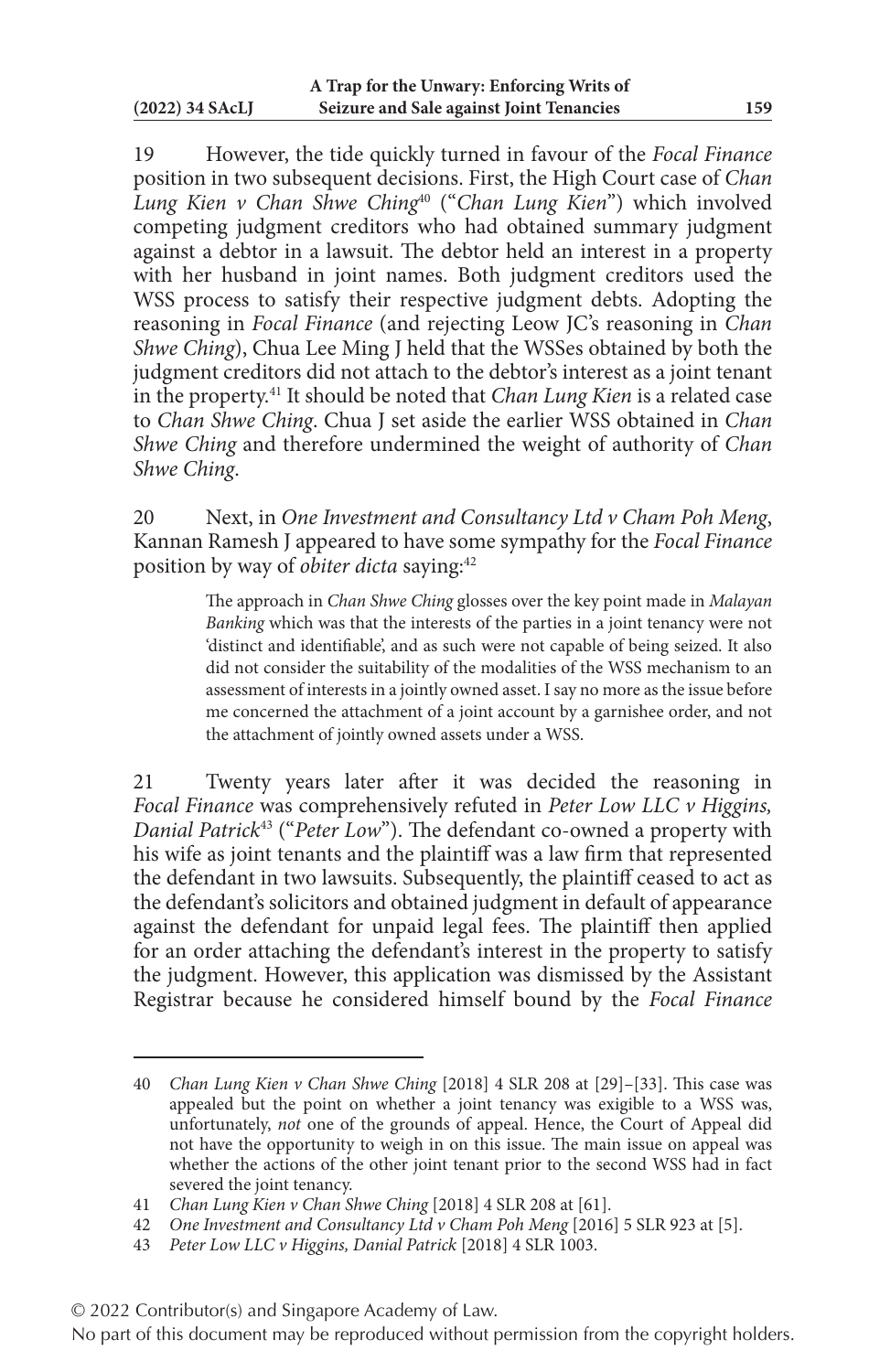19 However, the tide quickly turned in favour of the *Focal Finance* position in two subsequent decisions. First, the High Court case of *Chan Lung Kien v Chan Shwe Ching*[40] ("*Chan Lung Kien*") which involved competing judgment creditors who had obtained summary judgment against a debtor in a lawsuit. The debtor held an interest in a property with her husband in joint names. Both judgment creditors used the WSS process to satisfy their respective judgment debts. Adopting the reasoning in *Focal Finance* (and rejecting Leow JC's reasoning in *Chan Shwe Ching*), Chua Lee Ming J held that the WSSes obtained by both the judgment creditors did not attach to the debtor's interest as a joint tenant in the property.[41] It should be noted that *Chan Lung Kien* is a related case to *Chan Shwe Ching*. Chua J set aside the earlier WSS obtained in *Chan Shwe Ching* and therefore undermined the weight of authority of *Chan Shwe Ching*.

20 Next, in *One Investment and Consultancy Ltd v Cham Poh Meng*, Kannan Ramesh J appeared to have some sympathy for the *Focal Finance* position by way of *obiter dicta* saying:[42]

> The approach in *Chan Shwe Ching* glosses over the key point made in *Malayan Banking* which was that the interests of the parties in a joint tenancy were not 'distinct and identifiable', and as such were not capable of being seized. It also did not consider the suitability of the modalities of the WSS mechanism to an assessment of interests in a jointly owned asset. I say no more as the issue before me concerned the attachment of a joint account by a garnishee order, and not the attachment of jointly owned assets under a WSS.

21 Twenty years later after it was decided the reasoning in *Focal Finance* was comprehensively refuted in *Peter Low LLC v Higgins, Danial Patrick*[43] ("*Peter Low*"). The defendant co-owned a property with his wife as joint tenants and the plaintiff was a law firm that represented the defendant in two lawsuits. Subsequently, the plaintiff ceased to act as the defendant's solicitors and obtained judgment in default of appearance against the defendant for unpaid legal fees. The plaintiff then applied for an order attaching the defendant's interest in the property to satisfy the judgment. However, this application was dismissed by the Assistant Registrar because he considered himself bound by the *Focal Finance*

---

40 *Chan Lung Kien v Chan Shwe Ching* [2018] 4 SLR 208 at [29]–[33]. This case was appealed but the point on whether a joint tenancy was exigible to a WSS was, unfortunately, *not* one of the grounds of appeal. Hence, the Court of Appeal did not have the opportunity to weigh in on this issue. The main issue on appeal was whether the actions of the other joint tenant prior to the second WSS had in fact severed the joint tenancy.

41 *Chan Lung Kien v Chan Shwe Ching* [2018] 4 SLR 208 at [61].

42 *One Investment and Consultancy Ltd v Cham Poh Meng* [2016] 5 SLR 923 at [5].

43 *Peter Low LLC v Higgins, Danial Patrick* [2018] 4 SLR 1003.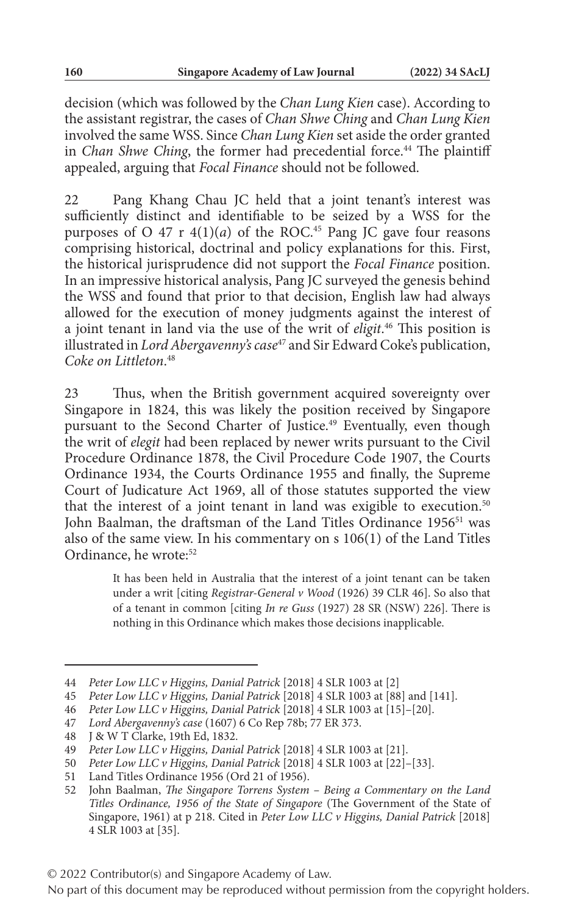decision (which was followed by the *Chan Lung Kien* case). According to the assistant registrar, the cases of *Chan Shwe Ching* and *Chan Lung Kien* involved the same WSS. Since *Chan Lung Kien* set aside the order granted in *Chan Shwe Ching*, the former had precedential force.[44] The plaintiff appealed, arguing that *Focal Finance* should not be followed.

22 Pang Khang Chau JC held that a joint tenant's interest was sufficiently distinct and identifiable to be seized by a WSS for the purposes of O 47 r 4(1)(*a*) of the ROC.[45] Pang JC gave four reasons comprising historical, doctrinal and policy explanations for this. First, the historical jurisprudence did not support the *Focal Finance* position. In an impressive historical analysis, Pang JC surveyed the genesis behind the WSS and found that prior to that decision, English law had always allowed for the execution of money judgments against the interest of a joint tenant in land via the use of the writ of *eligit*.[46] This position is illustrated in *Lord Abergavenny's case*[47] and Sir Edward Coke's publication, *Coke on Littleton*.[48]

23 Thus, when the British government acquired sovereignty over Singapore in 1824, this was likely the position received by Singapore pursuant to the Second Charter of Justice.[49] Eventually, even though the writ of *elegit* had been replaced by newer writs pursuant to the Civil Procedure Ordinance 1878, the Civil Procedure Code 1907, the Courts Ordinance 1934, the Courts Ordinance 1955 and finally, the Supreme Court of Judicature Act 1969, all of those statutes supported the view that the interest of a joint tenant in land was exigible to execution.[50] John Baalman, the draftsman of the Land Titles Ordinance 1956[51] was also of the same view. In his commentary on s 106(1) of the Land Titles Ordinance, he wrote:[52]

> It has been held in Australia that the interest of a joint tenant can be taken under a writ [citing *Registrar-General v Wood* (1926) 39 CLR 46]. So also that of a tenant in common [citing *In re Guss* (1927) 28 SR (NSW) 226]. There is nothing in this Ordinance which makes those decisions inapplicable.

---

44 *Peter Low LLC v Higgins, Danial Patrick* [2018] 4 SLR 1003 at [2]

45 *Peter Low LLC v Higgins, Danial Patrick* [2018] 4 SLR 1003 at [88] and [141].

46 *Peter Low LLC v Higgins, Danial Patrick* [2018] 4 SLR 1003 at [15]–[20].

47 *Lord Abergavenny's case* (1607) 6 Co Rep 78b; 77 ER 373.

48 J & W T Clarke, 19th Ed, 1832.

49 *Peter Low LLC v Higgins, Danial Patrick* [2018] 4 SLR 1003 at [21].

50 *Peter Low LLC v Higgins, Danial Patrick* [2018] 4 SLR 1003 at [22]–[33].

51 Land Titles Ordinance 1956 (Ord 21 of 1956).

52 John Baalman, *The Singapore Torrens System – Being a Commentary on the Land Titles Ordinance, 1956 of the State of Singapore* (The Government of the State of Singapore, 1961) at p 218. Cited in *Peter Low LLC v Higgins, Danial Patrick* [2018] 4 SLR 1003 at [35].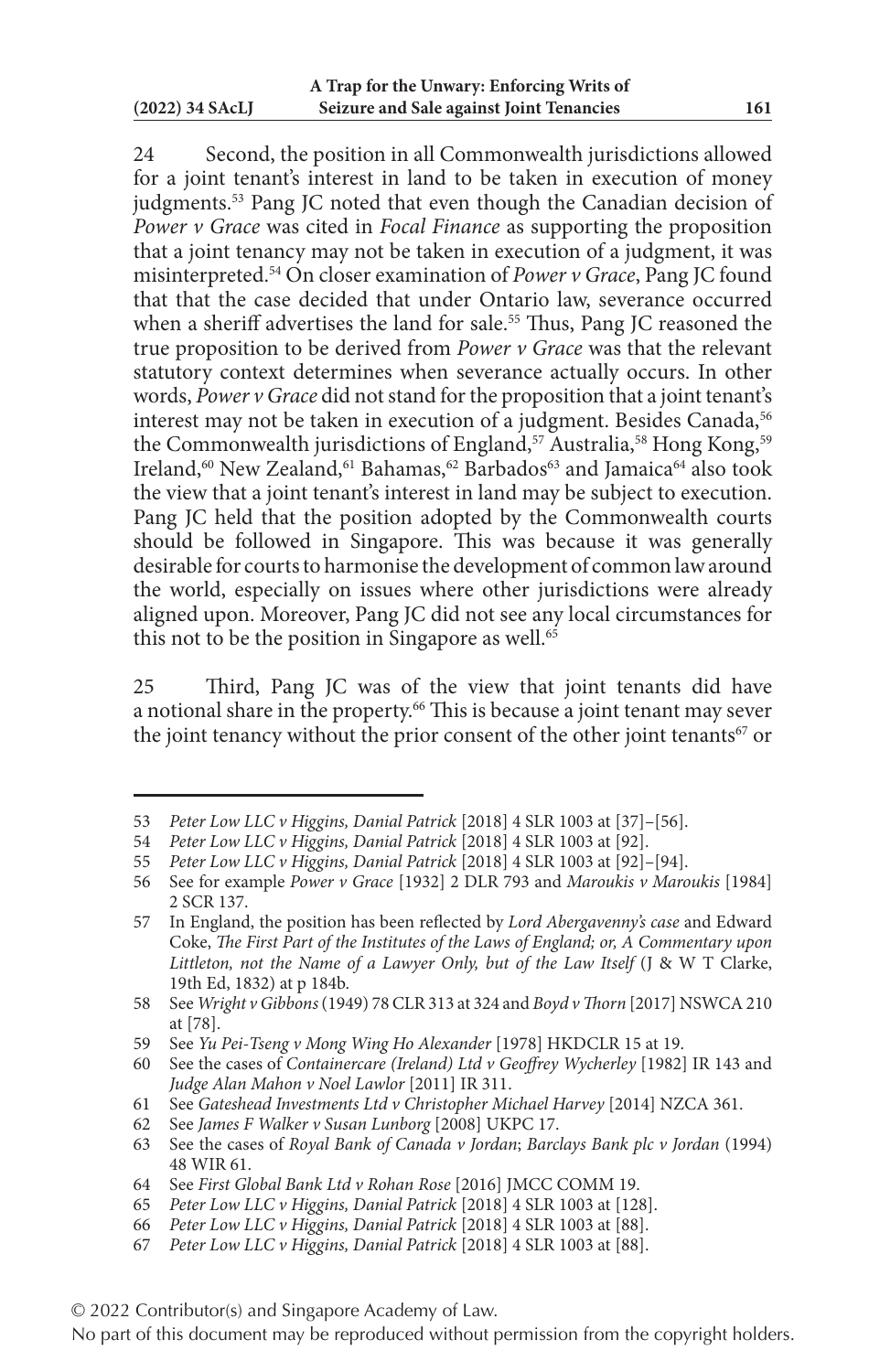24 Second, the position in all Commonwealth jurisdictions allowed for a joint tenant's interest in land to be taken in execution of money judgments.[53] Pang JC noted that even though the Canadian decision of *Power v Grace* was cited in *Focal Finance* as supporting the proposition that a joint tenancy may not be taken in execution of a judgment, it was misinterpreted.[54] On closer examination of *Power v Grace*, Pang JC found that that the case decided that under Ontario law, severance occurred when a sheriff advertises the land for sale.[55] Thus, Pang JC reasoned the true proposition to be derived from *Power v Grace* was that the relevant statutory context determines when severance actually occurs. In other words, *Power v Grace* did not stand for the proposition that a joint tenant's interest may not be taken in execution of a judgment. Besides Canada,[56] the Commonwealth jurisdictions of England,[57] Australia,[58] Hong Kong,[59] Ireland,[60] New Zealand,[61] Bahamas,[62] Barbados[63] and Jamaica[64] also took the view that a joint tenant's interest in land may be subject to execution. Pang JC held that the position adopted by the Commonwealth courts should be followed in Singapore. This was because it was generally desirable for courts to harmonise the development of common law around the world, especially on issues where other jurisdictions were already aligned upon. Moreover, Pang JC did not see any local circumstances for this not to be the position in Singapore as well.[65]

25 Third, Pang JC was of the view that joint tenants did have a notional share in the property.[66] This is because a joint tenant may sever the joint tenancy without the prior consent of the other joint tenants[67] or

---

53 *Peter Low LLC v Higgins, Danial Patrick* [2018] 4 SLR 1003 at [37]–[56].

54 *Peter Low LLC v Higgins, Danial Patrick* [2018] 4 SLR 1003 at [92].

55 *Peter Low LLC v Higgins, Danial Patrick* [2018] 4 SLR 1003 at [92]–[94].

56 See for example *Power v Grace* [1932] 2 DLR 793 and *Maroukis v Maroukis* [1984] 2 SCR 137.

57 In England, the position has been reflected by *Lord Abergavenny's case* and Edward Coke, *The First Part of the Institutes of the Laws of England; or, A Commentary upon Littleton, not the Name of a Lawyer Only, but of the Law Itself* (J & W T Clarke, 19th Ed, 1832) at p 184b.

58 See *Wright v Gibbons* (1949) 78 CLR 313 at 324 and *Boyd v Thorn* [2017] NSWCA 210 at [78].

59 See *Yu Pei-Tseng v Mong Wing Ho Alexander* [1978] HKDCLR 15 at 19.

60 See the cases of *Containercare (Ireland) Ltd v Geoffrey Wycherley* [1982] IR 143 and *Judge Alan Mahon v Noel Lawlor* [2011] IR 311.

61 See *Gateshead Investments Ltd v Christopher Michael Harvey* [2014] NZCA 361.

62 See *James F Walker v Susan Lunborg* [2008] UKPC 17.

63 See the cases of *Royal Bank of Canada v Jordan*; *Barclays Bank plc v Jordan* (1994) 48 WIR 61.

64 See *First Global Bank Ltd v Rohan Rose* [2016] JMCC COMM 19.

65 *Peter Low LLC v Higgins, Danial Patrick* [2018] 4 SLR 1003 at [128].

66 *Peter Low LLC v Higgins, Danial Patrick* [2018] 4 SLR 1003 at [88].

67 *Peter Low LLC v Higgins, Danial Patrick* [2018] 4 SLR 1003 at [88].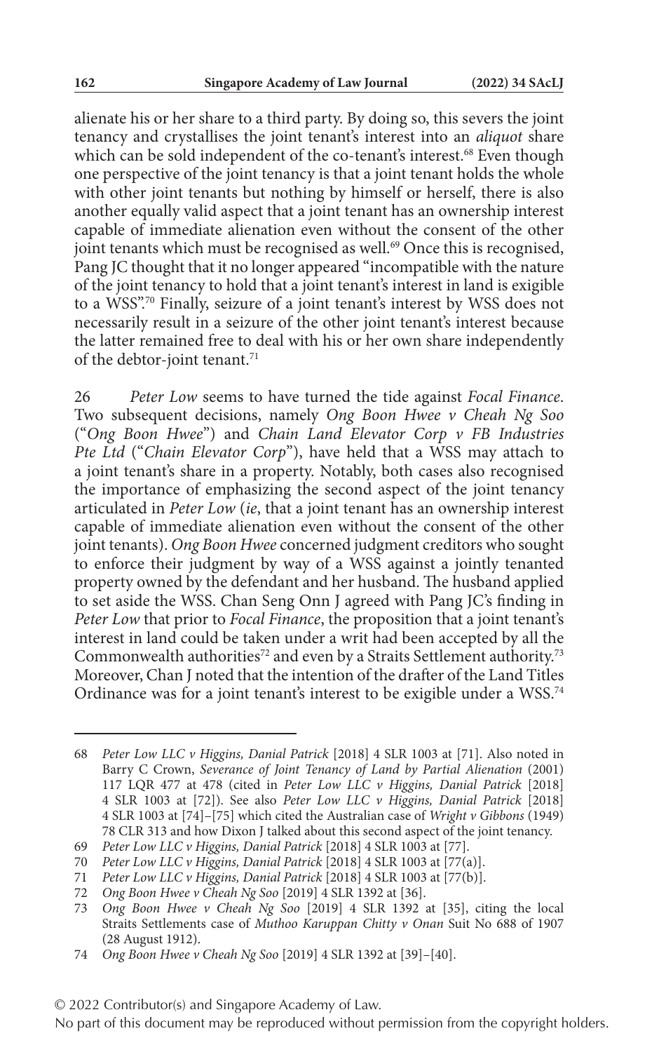alienate his or her share to a third party. By doing so, this severs the joint tenancy and crystallises the joint tenant's interest into an *aliquot* share which can be sold independent of the co-tenant's interest.[68] Even though one perspective of the joint tenancy is that a joint tenant holds the whole with other joint tenants but nothing by himself or herself, there is also another equally valid aspect that a joint tenant has an ownership interest capable of immediate alienation even without the consent of the other joint tenants which must be recognised as well.[69] Once this is recognised, Pang JC thought that it no longer appeared "incompatible with the nature of the joint tenancy to hold that a joint tenant's interest in land is exigible to a WSS".[70] Finally, seizure of a joint tenant's interest by WSS does not necessarily result in a seizure of the other joint tenant's interest because the latter remained free to deal with his or her own share independently of the debtor-joint tenant.[71]

26 *Peter Low* seems to have turned the tide against *Focal Finance*. Two subsequent decisions, namely *Ong Boon Hwee v Cheah Ng Soo* ("*Ong Boon Hwee*") and *Chain Land Elevator Corp v FB Industries Pte Ltd* ("*Chain Elevator Corp*"), have held that a WSS may attach to a joint tenant's share in a property. Notably, both cases also recognised the importance of emphasizing the second aspect of the joint tenancy articulated in *Peter Low* (*ie*, that a joint tenant has an ownership interest capable of immediate alienation even without the consent of the other joint tenants). *Ong Boon Hwee* concerned judgment creditors who sought to enforce their judgment by way of a WSS against a jointly tenanted property owned by the defendant and her husband. The husband applied to set aside the WSS. Chan Seng Onn J agreed with Pang JC's finding in *Peter Low* that prior to *Focal Finance*, the proposition that a joint tenant's interest in land could be taken under a writ had been accepted by all the Commonwealth authorities[72] and even by a Straits Settlement authority.[73] Moreover, Chan J noted that the intention of the drafter of the Land Titles Ordinance was for a joint tenant's interest to be exigible under a WSS.[74]

---

68 *Peter Low LLC v Higgins, Danial Patrick* [2018] 4 SLR 1003 at [71]. Also noted in Barry C Crown, *Severance of Joint Tenancy of Land by Partial Alienation* (2001) 117 LQR 477 at 478 (cited in *Peter Low LLC v Higgins, Danial Patrick* [2018] 4 SLR 1003 at [72]). See also *Peter Low LLC v Higgins, Danial Patrick* [2018] 4 SLR 1003 at [74]–[75] which cited the Australian case of *Wright v Gibbons* (1949) 78 CLR 313 and how Dixon J talked about this second aspect of the joint tenancy.

69 *Peter Low LLC v Higgins, Danial Patrick* [2018] 4 SLR 1003 at [77].

70 *Peter Low LLC v Higgins, Danial Patrick* [2018] 4 SLR 1003 at [77(a)].

71 *Peter Low LLC v Higgins, Danial Patrick* [2018] 4 SLR 1003 at [77(b)].

72 *Ong Boon Hwee v Cheah Ng Soo* [2019] 4 SLR 1392 at [36].

73 *Ong Boon Hwee v Cheah Ng Soo* [2019] 4 SLR 1392 at [35], citing the local Straits Settlements case of *Muthoo Karuppan Chitty v Onan* Suit No 688 of 1907 (28 August 1912).

74 *Ong Boon Hwee v Cheah Ng Soo* [2019] 4 SLR 1392 at [39]–[40].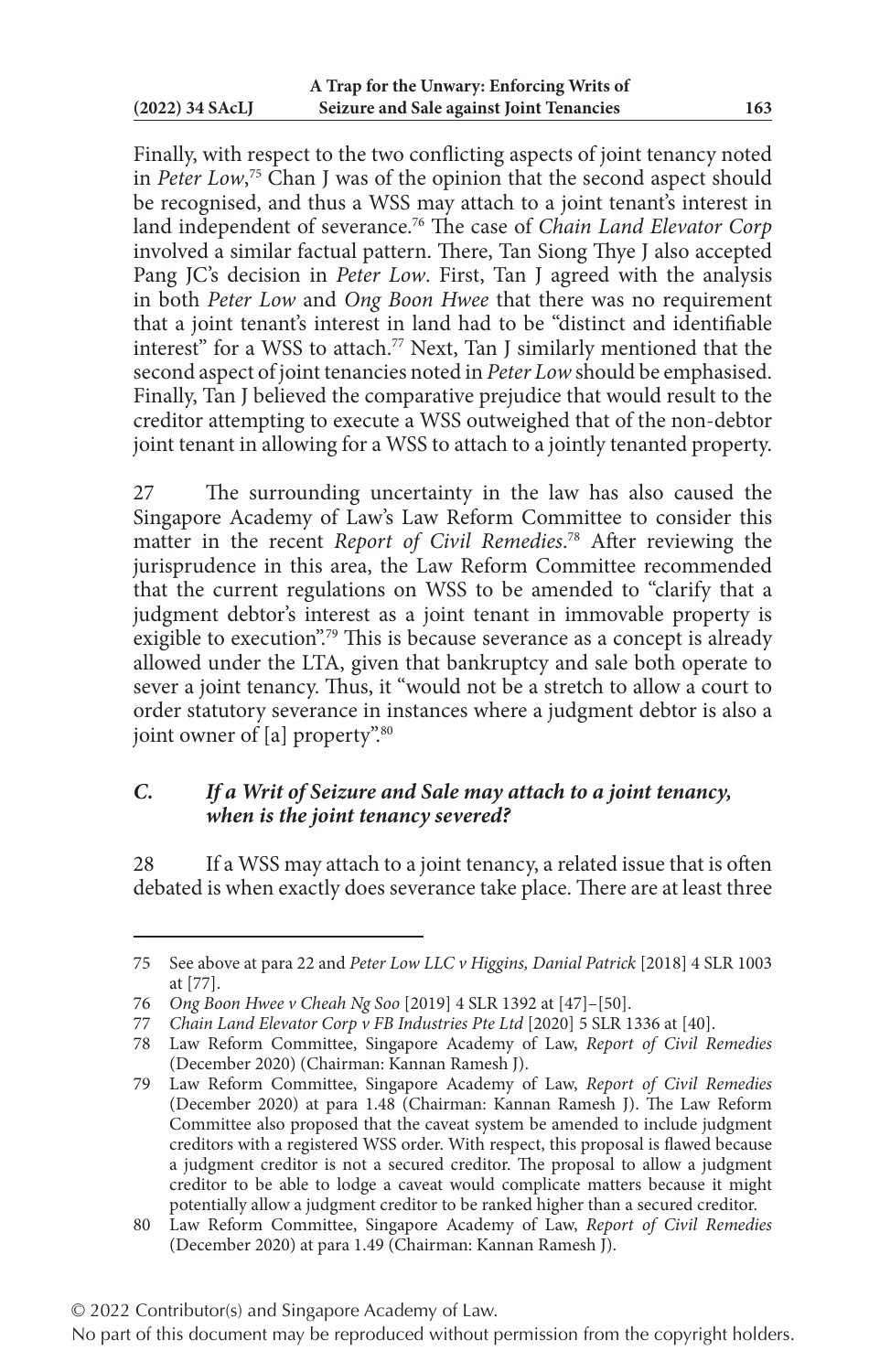Finally, with respect to the two conflicting aspects of joint tenancy noted in *Peter Low*,[75] Chan J was of the opinion that the second aspect should be recognised, and thus a WSS may attach to a joint tenant's interest in land independent of severance.[76] The case of *Chain Land Elevator Corp* involved a similar factual pattern. There, Tan Siong Thye J also accepted Pang JC's decision in *Peter Low*. First, Tan J agreed with the analysis in both *Peter Low* and *Ong Boon Hwee* that there was no requirement that a joint tenant's interest in land had to be "distinct and identifiable interest" for a WSS to attach.[77] Next, Tan J similarly mentioned that the second aspect of joint tenancies noted in *Peter Low* should be emphasised. Finally, Tan J believed the comparative prejudice that would result to the creditor attempting to execute a WSS outweighed that of the non-debtor joint tenant in allowing for a WSS to attach to a jointly tenanted property.

27 The surrounding uncertainty in the law has also caused the Singapore Academy of Law's Law Reform Committee to consider this matter in the recent *Report of Civil Remedies*.[78] After reviewing the jurisprudence in this area, the Law Reform Committee recommended that the current regulations on WSS to be amended to "clarify that a judgment debtor's interest as a joint tenant in immovable property is exigible to execution".[79] This is because severance as a concept is already allowed under the LTA, given that bankruptcy and sale both operate to sever a joint tenancy. Thus, it "would not be a stretch to allow a court to order statutory severance in instances where a judgment debtor is also a joint owner of [a] property".[80]

### *C. If a Writ of Seizure and Sale may attach to a joint tenancy, when is the joint tenancy severed?*

28 If a WSS may attach to a joint tenancy, a related issue that is often debated is when exactly does severance take place. There are at least three

---

75 See above at para 22 and *Peter Low LLC v Higgins, Danial Patrick* [2018] 4 SLR 1003 at [77].

76 *Ong Boon Hwee v Cheah Ng Soo* [2019] 4 SLR 1392 at [47]–[50].

77 *Chain Land Elevator Corp v FB Industries Pte Ltd* [2020] 5 SLR 1336 at [40].

78 Law Reform Committee, Singapore Academy of Law, *Report of Civil Remedies* (December 2020) (Chairman: Kannan Ramesh J).

79 Law Reform Committee, Singapore Academy of Law, *Report of Civil Remedies* (December 2020) at para 1.48 (Chairman: Kannan Ramesh J). The Law Reform Committee also proposed that the caveat system be amended to include judgment creditors with a registered WSS order. With respect, this proposal is flawed because a judgment creditor is not a secured creditor. The proposal to allow a judgment creditor to be able to lodge a caveat would complicate matters because it might potentially allow a judgment creditor to be ranked higher than a secured creditor.

80 Law Reform Committee, Singapore Academy of Law, *Report of Civil Remedies* (December 2020) at para 1.49 (Chairman: Kannan Ramesh J).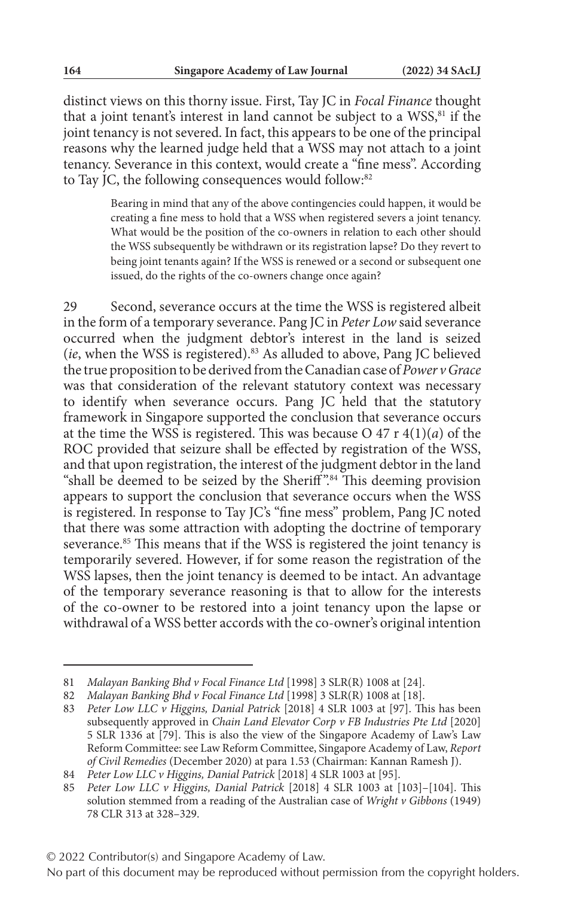distinct views on this thorny issue. First, Tay JC in *Focal Finance* thought that a joint tenant's interest in land cannot be subject to a WSS,[81] if the joint tenancy is not severed. In fact, this appears to be one of the principal reasons why the learned judge held that a WSS may not attach to a joint tenancy. Severance in this context, would create a "fine mess". According to Tay JC, the following consequences would follow:[82]

> Bearing in mind that any of the above contingencies could happen, it would be creating a fine mess to hold that a WSS when registered severs a joint tenancy. What would be the position of the co-owners in relation to each other should the WSS subsequently be withdrawn or its registration lapse? Do they revert to being joint tenants again? If the WSS is renewed or a second or subsequent one issued, do the rights of the co-owners change once again?

29 Second, severance occurs at the time the WSS is registered albeit in the form of a temporary severance. Pang JC in *Peter Low* said severance occurred when the judgment debtor's interest in the land is seized (*ie*, when the WSS is registered).[83] As alluded to above, Pang JC believed the true proposition to be derived from the Canadian case of *Power v Grace* was that consideration of the relevant statutory context was necessary to identify when severance occurs. Pang JC held that the statutory framework in Singapore supported the conclusion that severance occurs at the time the WSS is registered. This was because O 47 r 4(1)(*a*) of the ROC provided that seizure shall be effected by registration of the WSS, and that upon registration, the interest of the judgment debtor in the land "shall be deemed to be seized by the Sheriff".[84] This deeming provision appears to support the conclusion that severance occurs when the WSS is registered. In response to Tay JC's "fine mess" problem, Pang JC noted that there was some attraction with adopting the doctrine of temporary severance.[85] This means that if the WSS is registered the joint tenancy is temporarily severed. However, if for some reason the registration of the WSS lapses, then the joint tenancy is deemed to be intact. An advantage of the temporary severance reasoning is that to allow for the interests of the co-owner to be restored into a joint tenancy upon the lapse or withdrawal of a WSS better accords with the co-owner's original intention

---

81 *Malayan Banking Bhd v Focal Finance Ltd* [1998] 3 SLR(R) 1008 at [24].

82 *Malayan Banking Bhd v Focal Finance Ltd* [1998] 3 SLR(R) 1008 at [18].

83 *Peter Low LLC v Higgins, Danial Patrick* [2018] 4 SLR 1003 at [97]. This has been subsequently approved in *Chain Land Elevator Corp v FB Industries Pte Ltd* [2020] 5 SLR 1336 at [79]. This is also the view of the Singapore Academy of Law's Law Reform Committee: see Law Reform Committee, Singapore Academy of Law, *Report of Civil Remedies* (December 2020) at para 1.53 (Chairman: Kannan Ramesh J).

84 *Peter Low LLC v Higgins, Danial Patrick* [2018] 4 SLR 1003 at [95].

85 *Peter Low LLC v Higgins, Danial Patrick* [2018] 4 SLR 1003 at [103]–[104]. This solution stemmed from a reading of the Australian case of *Wright v Gibbons* (1949) 78 CLR 313 at 328–329.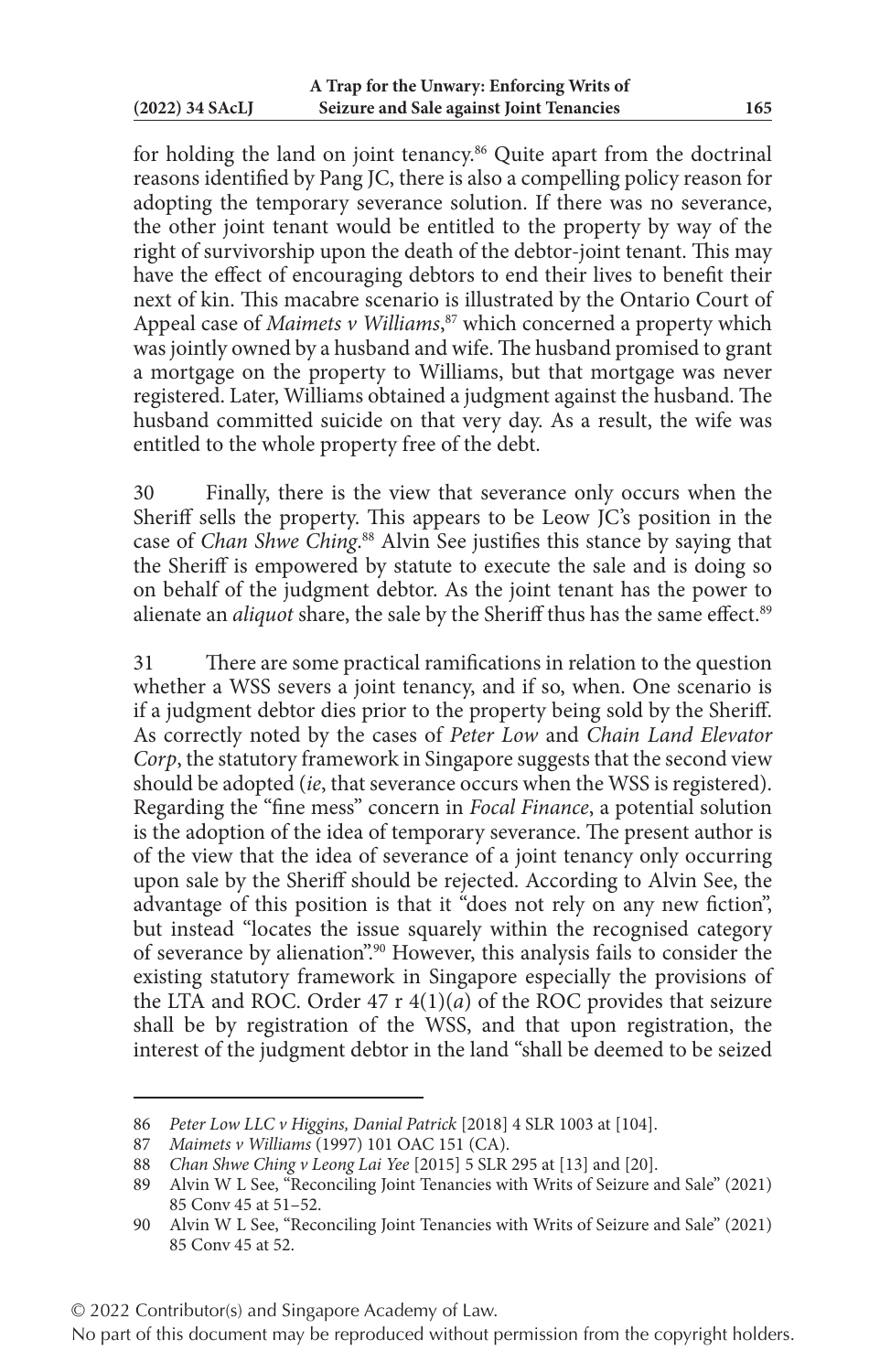for holding the land on joint tenancy.[86] Quite apart from the doctrinal reasons identified by Pang JC, there is also a compelling policy reason for adopting the temporary severance solution. If there was no severance, the other joint tenant would be entitled to the property by way of the right of survivorship upon the death of the debtor-joint tenant. This may have the effect of encouraging debtors to end their lives to benefit their next of kin. This macabre scenario is illustrated by the Ontario Court of Appeal case of *Maimets v Williams*,[87] which concerned a property which was jointly owned by a husband and wife. The husband promised to grant a mortgage on the property to Williams, but that mortgage was never registered. Later, Williams obtained a judgment against the husband. The husband committed suicide on that very day. As a result, the wife was entitled to the whole property free of the debt.

30 Finally, there is the view that severance only occurs when the Sheriff sells the property. This appears to be Leow JC's position in the case of *Chan Shwe Ching*.[88] Alvin See justifies this stance by saying that the Sheriff is empowered by statute to execute the sale and is doing so on behalf of the judgment debtor. As the joint tenant has the power to alienate an *aliquot* share, the sale by the Sheriff thus has the same effect.[89]

31 There are some practical ramifications in relation to the question whether a WSS severs a joint tenancy, and if so, when. One scenario is if a judgment debtor dies prior to the property being sold by the Sheriff. As correctly noted by the cases of *Peter Low* and *Chain Land Elevator Corp*, the statutory framework in Singapore suggests that the second view should be adopted (*ie*, that severance occurs when the WSS is registered). Regarding the "fine mess" concern in *Focal Finance*, a potential solution is the adoption of the idea of temporary severance. The present author is of the view that the idea of severance of a joint tenancy only occurring upon sale by the Sheriff should be rejected. According to Alvin See, the advantage of this position is that it "does not rely on any new fiction", but instead "locates the issue squarely within the recognised category of severance by alienation".[90] However, this analysis fails to consider the existing statutory framework in Singapore especially the provisions of the LTA and ROC. Order 47 r 4(1)(*a*) of the ROC provides that seizure shall be by registration of the WSS, and that upon registration, the interest of the judgment debtor in the land "shall be deemed to be seized

---

86 *Peter Low LLC v Higgins, Danial Patrick* [2018] 4 SLR 1003 at [104].

87 *Maimets v Williams* (1997) 101 OAC 151 (CA).

88 *Chan Shwe Ching v Leong Lai Yee* [2015] 5 SLR 295 at [13] and [20].

89 Alvin W L See, "Reconciling Joint Tenancies with Writs of Seizure and Sale" (2021) 85 Conv 45 at 51–52.

90 Alvin W L See, "Reconciling Joint Tenancies with Writs of Seizure and Sale" (2021) 85 Conv 45 at 52.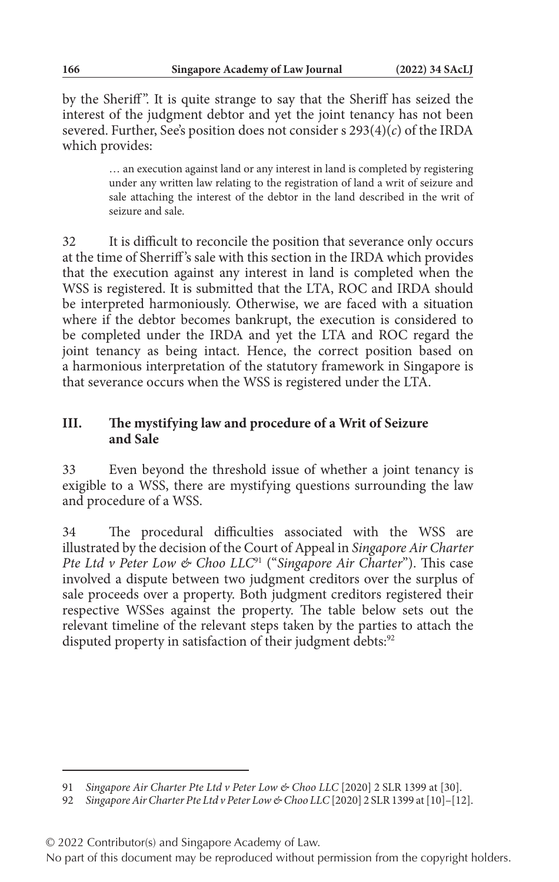by the Sheriff". It is quite strange to say that the Sheriff has seized the interest of the judgment debtor and yet the joint tenancy has not been severed. Further, See's position does not consider s 293(4)(*c*) of the IRDA which provides:

> … an execution against land or any interest in land is completed by registering under any written law relating to the registration of land a writ of seizure and sale attaching the interest of the debtor in the land described in the writ of seizure and sale.

32 It is difficult to reconcile the position that severance only occurs at the time of Sherriff's sale with this section in the IRDA which provides that the execution against any interest in land is completed when the WSS is registered. It is submitted that the LTA, ROC and IRDA should be interpreted harmoniously. Otherwise, we are faced with a situation where if the debtor becomes bankrupt, the execution is considered to be completed under the IRDA and yet the LTA and ROC regard the joint tenancy as being intact. Hence, the correct position based on a harmonious interpretation of the statutory framework in Singapore is that severance occurs when the WSS is registered under the LTA.

## III. The mystifying law and procedure of a Writ of Seizure and Sale

33 Even beyond the threshold issue of whether a joint tenancy is exigible to a WSS, there are mystifying questions surrounding the law and procedure of a WSS.

34 The procedural difficulties associated with the WSS are illustrated by the decision of the Court of Appeal in *Singapore Air Charter Pte Ltd v Peter Low & Choo LLC*[91] ("*Singapore Air Charter*"). This case involved a dispute between two judgment creditors over the surplus of sale proceeds over a property. Both judgment creditors registered their respective WSSes against the property. The table below sets out the relevant timeline of the relevant steps taken by the parties to attach the disputed property in satisfaction of their judgment debts:[92]

---

91 *Singapore Air Charter Pte Ltd v Peter Low & Choo LLC* [2020] 2 SLR 1399 at [30].

92 *Singapore Air Charter Pte Ltd v Peter Low & Choo LLC* [2020] 2 SLR 1399 at [10]–[12].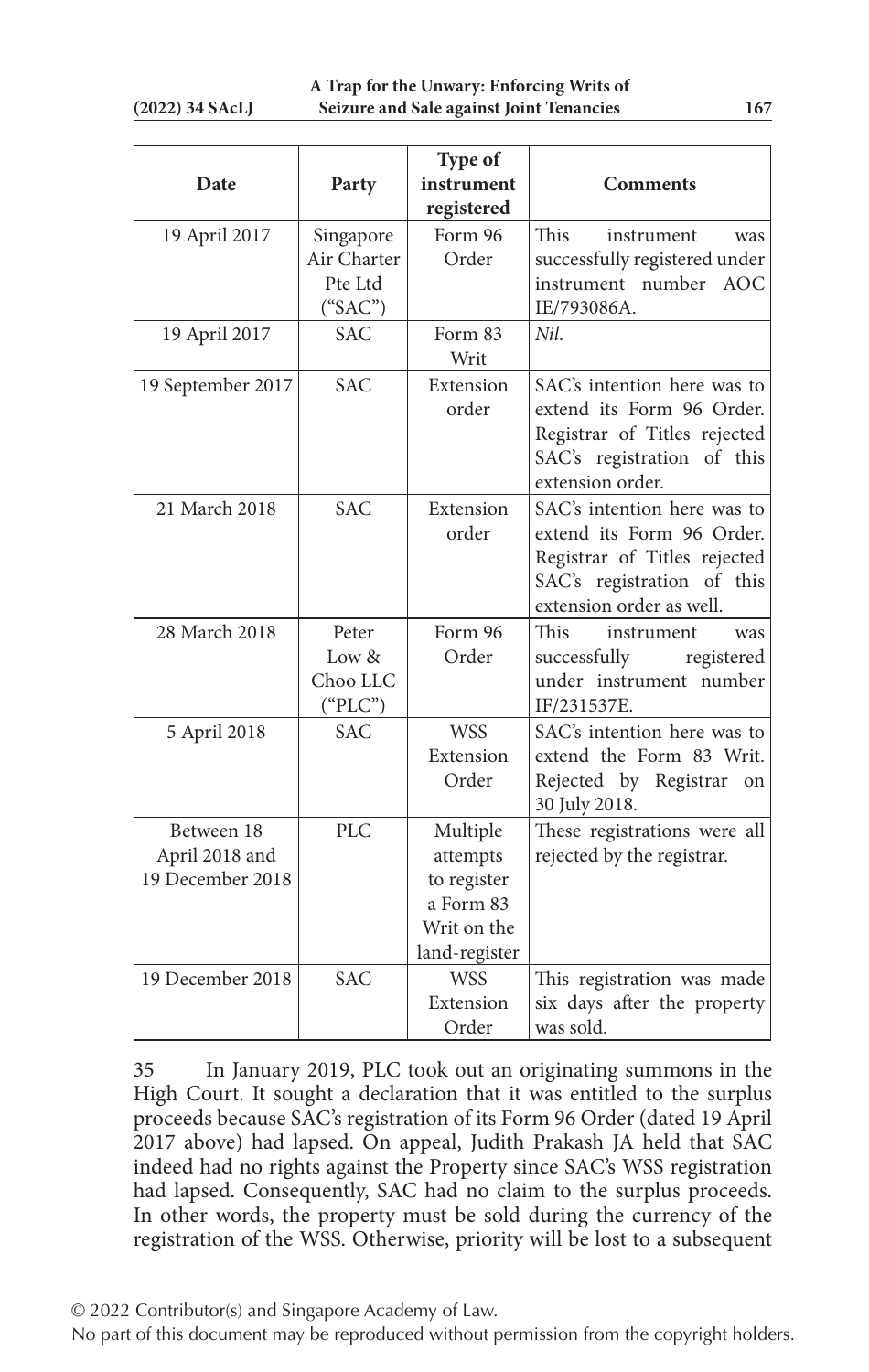| Date | Party | Type of instrument registered | Comments |
|---|---|---|---|
| 19 April 2017 | Singapore Air Charter Pte Ltd ("SAC") | Form 96 Order | This instrument was successfully registered under instrument number AOC IE/793086A. |
| 19 April 2017 | SAC | Form 83 Writ | *Nil*. |
| 19 September 2017 | SAC | Extension order | SAC's intention here was to extend its Form 96 Order. Registrar of Titles rejected SAC's registration of this extension order. |
| 21 March 2018 | SAC | Extension order | SAC's intention here was to extend its Form 96 Order. Registrar of Titles rejected SAC's registration of this extension order as well. |
| 28 March 2018 | Peter Low & Choo LLC ("PLC") | Form 96 Order | This instrument was successfully registered under instrument number IF/231537E. |
| 5 April 2018 | SAC | WSS Extension Order | SAC's intention here was to extend the Form 83 Writ. Rejected by Registrar on 30 July 2018. |
| Between 18 April 2018 and 19 December 2018 | PLC | Multiple attempts to register a Form 83 Writ on the land-register | These registrations were all rejected by the registrar. |
| 19 December 2018 | SAC | WSS Extension Order | This registration was made six days after the property was sold. |

35 In January 2019, PLC took out an originating summons in the High Court. It sought a declaration that it was entitled to the surplus proceeds because SAC's registration of its Form 96 Order (dated 19 April 2017 above) had lapsed. On appeal, Judith Prakash JA held that SAC indeed had no rights against the Property since SAC's WSS registration had lapsed. Consequently, SAC had no claim to the surplus proceeds. In other words, the property must be sold during the currency of the registration of the WSS. Otherwise, priority will be lost to a subsequent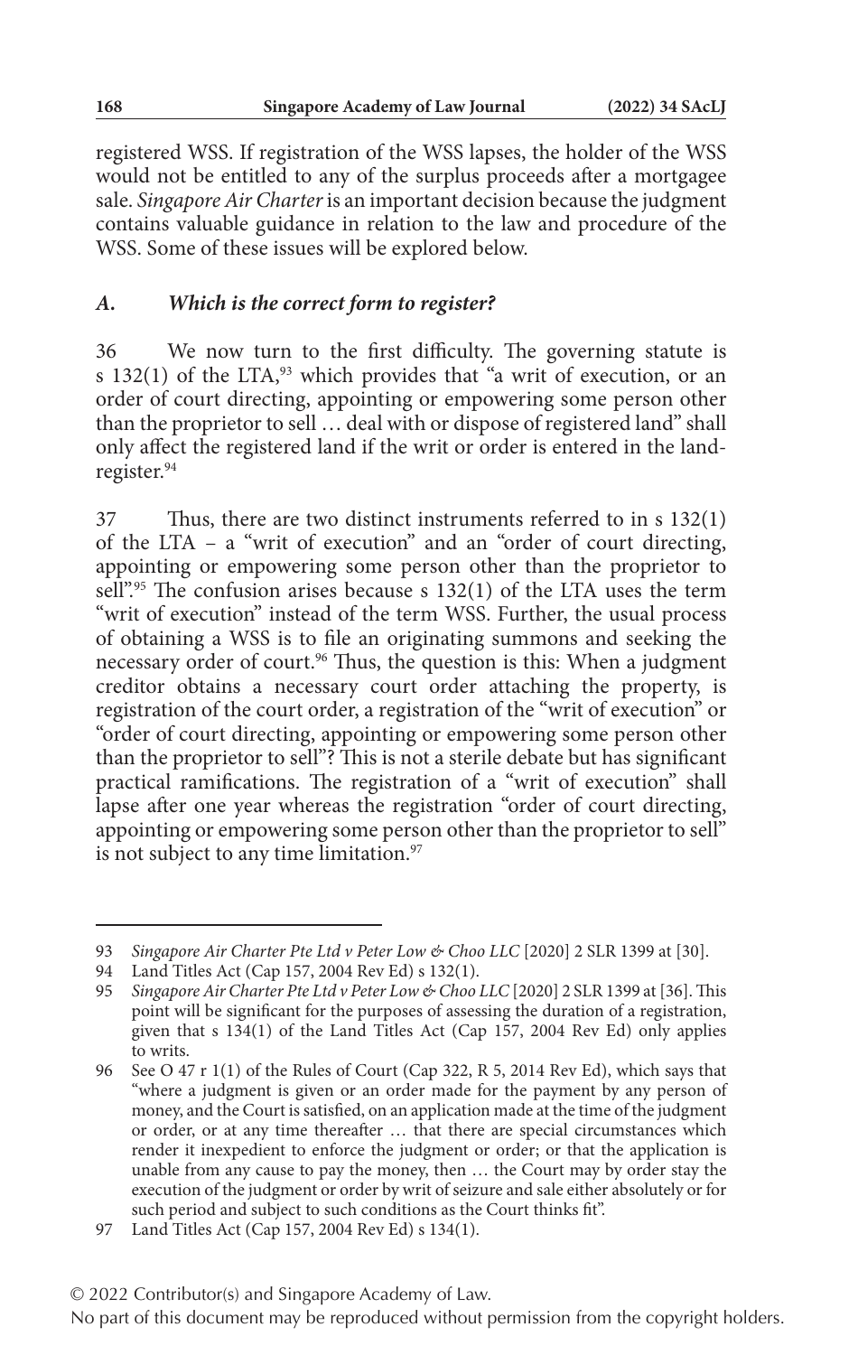registered WSS. If registration of the WSS lapses, the holder of the WSS would not be entitled to any of the surplus proceeds after a mortgagee sale. *Singapore Air Charter* is an important decision because the judgment contains valuable guidance in relation to the law and procedure of the WSS. Some of these issues will be explored below.

### *A. Which is the correct form to register?*

36 We now turn to the first difficulty. The governing statute is s 132(1) of the LTA,[93] which provides that "a writ of execution, or an order of court directing, appointing or empowering some person other than the proprietor to sell … deal with or dispose of registered land" shall only affect the registered land if the writ or order is entered in the land-register.[94]

37 Thus, there are two distinct instruments referred to in s 132(1) of the LTA – a "writ of execution" and an "order of court directing, appointing or empowering some person other than the proprietor to sell".[95] The confusion arises because s 132(1) of the LTA uses the term "writ of execution" instead of the term WSS. Further, the usual process of obtaining a WSS is to file an originating summons and seeking the necessary order of court.[96] Thus, the question is this: When a judgment creditor obtains a necessary court order attaching the property, is registration of the court order, a registration of the "writ of execution" or "order of court directing, appointing or empowering some person other than the proprietor to sell"? This is not a sterile debate but has significant practical ramifications. The registration of a "writ of execution" shall lapse after one year whereas the registration "order of court directing, appointing or empowering some person other than the proprietor to sell" is not subject to any time limitation.[97]

---

93 *Singapore Air Charter Pte Ltd v Peter Low & Choo LLC* [2020] 2 SLR 1399 at [30].

94 Land Titles Act (Cap 157, 2004 Rev Ed) s 132(1).

95 *Singapore Air Charter Pte Ltd v Peter Low & Choo LLC* [2020] 2 SLR 1399 at [36]. This point will be significant for the purposes of assessing the duration of a registration, given that s 134(1) of the Land Titles Act (Cap 157, 2004 Rev Ed) only applies to writs.

96 See O 47 r 1(1) of the Rules of Court (Cap 322, R 5, 2014 Rev Ed), which says that "where a judgment is given or an order made for the payment by any person of money, and the Court is satisfied, on an application made at the time of the judgment or order, or at any time thereafter … that there are special circumstances which render it inexpedient to enforce the judgment or order; or that the application is unable from any cause to pay the money, then … the Court may by order stay the execution of the judgment or order by writ of seizure and sale either absolutely or for such period and subject to such conditions as the Court thinks fit".

97 Land Titles Act (Cap 157, 2004 Rev Ed) s 134(1).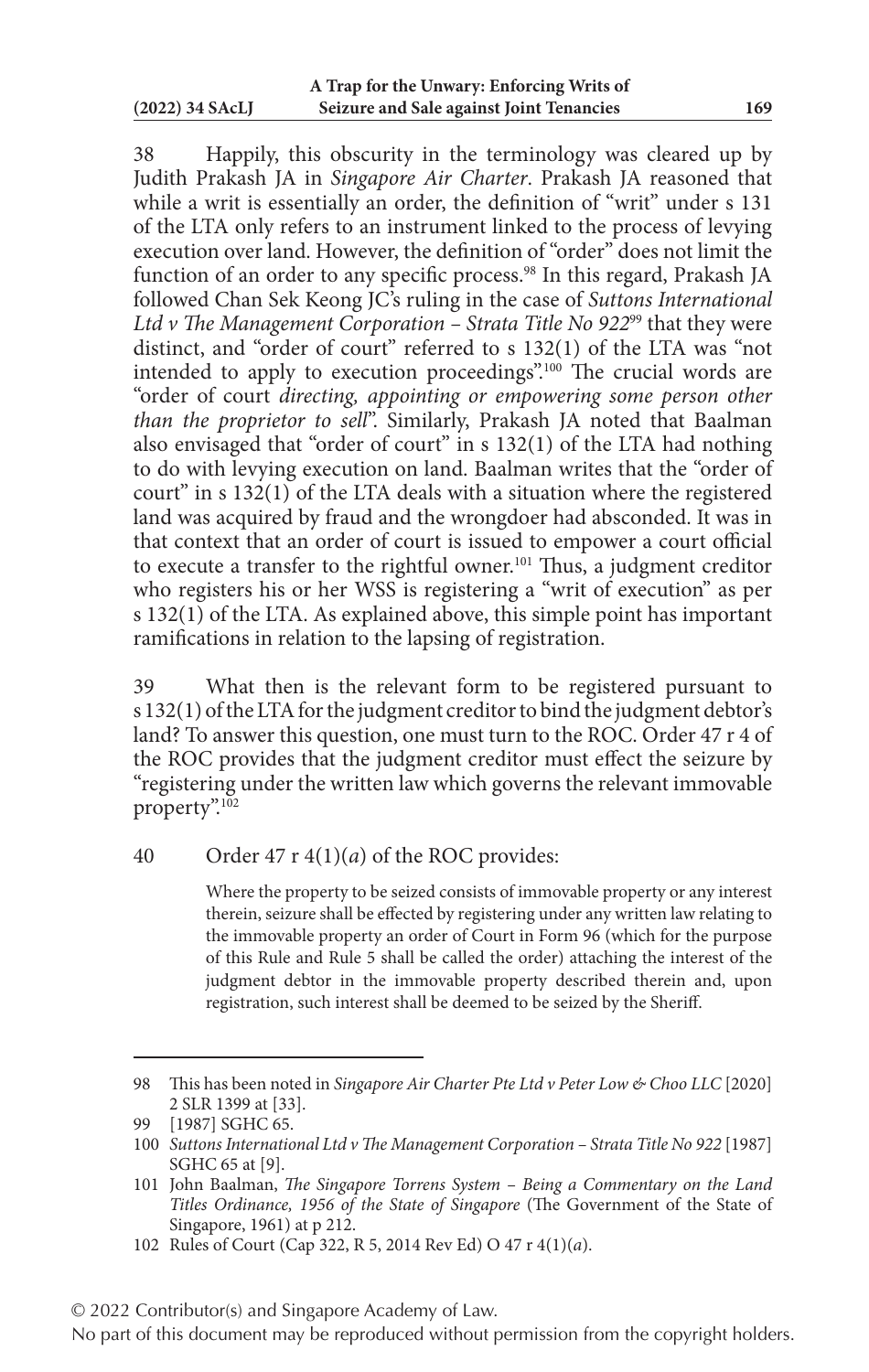38 Happily, this obscurity in the terminology was cleared up by Judith Prakash JA in *Singapore Air Charter*. Prakash JA reasoned that while a writ is essentially an order, the definition of "writ" under s 131 of the LTA only refers to an instrument linked to the process of levying execution over land. However, the definition of "order" does not limit the function of an order to any specific process.[98] In this regard, Prakash JA followed Chan Sek Keong JC's ruling in the case of *Suttons International Ltd v The Management Corporation – Strata Title No 922*[99] that they were distinct, and "order of court" referred to s 132(1) of the LTA was "not intended to apply to execution proceedings".[100] The crucial words are "order of court *directing, appointing or empowering some person other than the proprietor to sell*". Similarly, Prakash JA noted that Baalman also envisaged that "order of court" in s 132(1) of the LTA had nothing to do with levying execution on land. Baalman writes that the "order of court" in s 132(1) of the LTA deals with a situation where the registered land was acquired by fraud and the wrongdoer had absconded. It was in that context that an order of court is issued to empower a court official to execute a transfer to the rightful owner.[101] Thus, a judgment creditor who registers his or her WSS is registering a "writ of execution" as per s 132(1) of the LTA. As explained above, this simple point has important ramifications in relation to the lapsing of registration.

39 What then is the relevant form to be registered pursuant to s 132(1) of the LTA for the judgment creditor to bind the judgment debtor's land? To answer this question, one must turn to the ROC. Order 47 r 4 of the ROC provides that the judgment creditor must effect the seizure by "registering under the written law which governs the relevant immovable property".[102]

40 Order 47 r 4(1)(*a*) of the ROC provides:

> Where the property to be seized consists of immovable property or any interest therein, seizure shall be effected by registering under any written law relating to the immovable property an order of Court in Form 96 (which for the purpose of this Rule and Rule 5 shall be called the order) attaching the interest of the judgment debtor in the immovable property described therein and, upon registration, such interest shall be deemed to be seized by the Sheriff.

---

98 This has been noted in *Singapore Air Charter Pte Ltd v Peter Low & Choo LLC* [2020] 2 SLR 1399 at [33].

99 [1987] SGHC 65.

100 *Suttons International Ltd v The Management Corporation – Strata Title No 922* [1987] SGHC 65 at [9].

101 John Baalman, *The Singapore Torrens System – Being a Commentary on the Land Titles Ordinance, 1956 of the State of Singapore* (The Government of the State of Singapore, 1961) at p 212.

102 Rules of Court (Cap 322, R 5, 2014 Rev Ed) O 47 r 4(1)(*a*).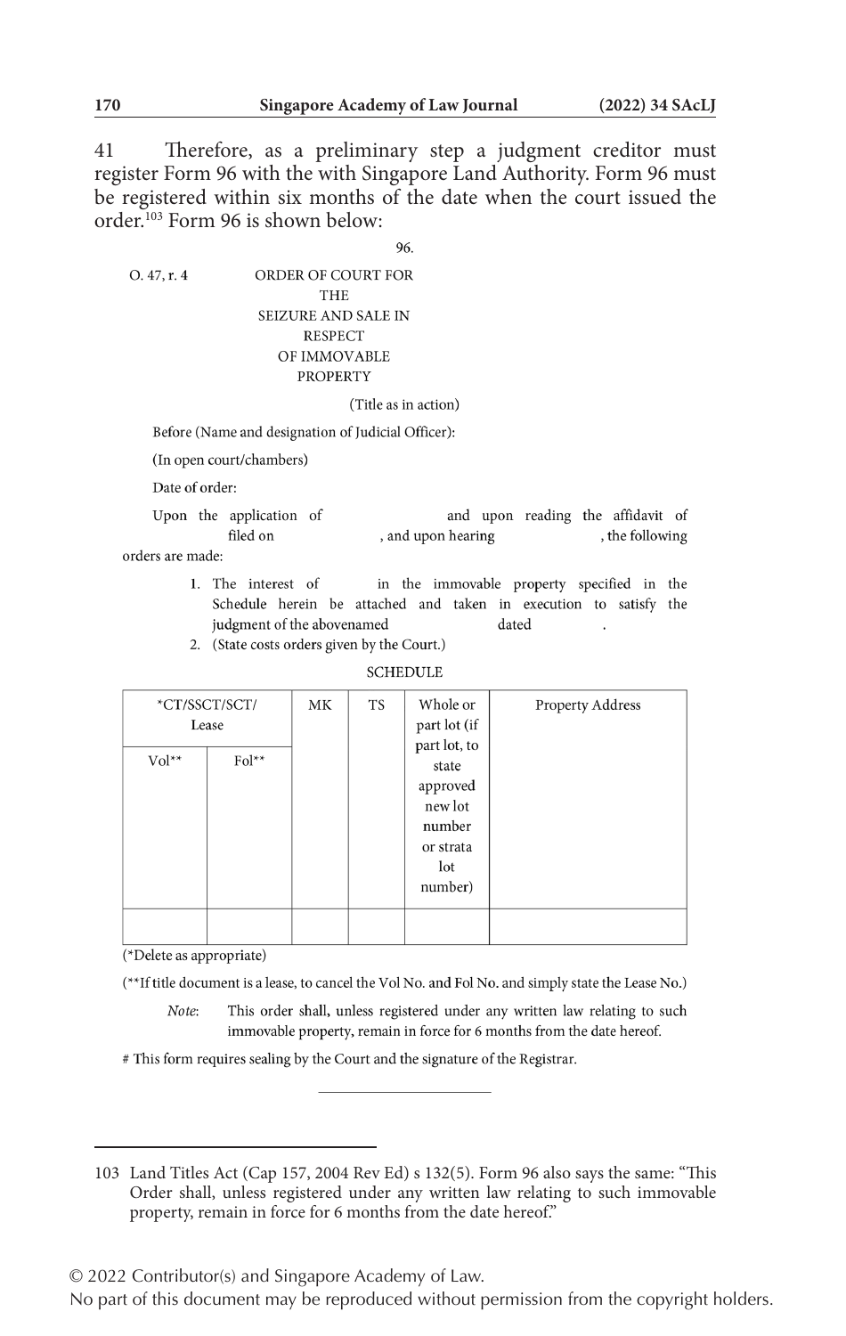41 Therefore, as a preliminary step a judgment creditor must register Form 96 with the with Singapore Land Authority. Form 96 must be registered within six months of the date when the court issued the order.[103] Form 96 is shown below:

96.

O. 47, r. 4

ORDER OF COURT FOR THE SEIZURE AND SALE IN RESPECT OF IMMOVABLE PROPERTY

(Title as in action)

Before (Name and designation of Judicial Officer):

(In open court/chambers)

Date of order:

Upon the application of and upon reading the affidavit of filed on , and upon hearing , the following orders are made:

1. The interest of in the immovable property specified in the Schedule herein be attached and taken in execution to satisfy the judgment of the abovenamed dated .
2. (State costs orders given by the Court.)

SCHEDULE

| *CT/SSCT/SCT/ Lease | | MK | TS | Whole or part lot (if part lot, to state approved new lot number or strata lot number) | Property Address |
|---|---|---|---|---|---|
| Vol** | Fol** | | | | |
| | | | | | |

(*Delete as appropriate)

(**If title document is a lease, to cancel the Vol No. and Fol No. and simply state the Lease No.)

*Note*: This order shall, unless registered under any written law relating to such immovable property, remain in force for 6 months from the date hereof.

# This form requires sealing by the Court and the signature of the Registrar.

---

103 Land Titles Act (Cap 157, 2004 Rev Ed) s 132(5). Form 96 also says the same: "This Order shall, unless registered under any written law relating to such immovable property, remain in force for 6 months from the date hereof."

© 2022 Contributor(s) and Singapore Academy of Law.
No part of this document may be reproduced without permission from the copyright holders.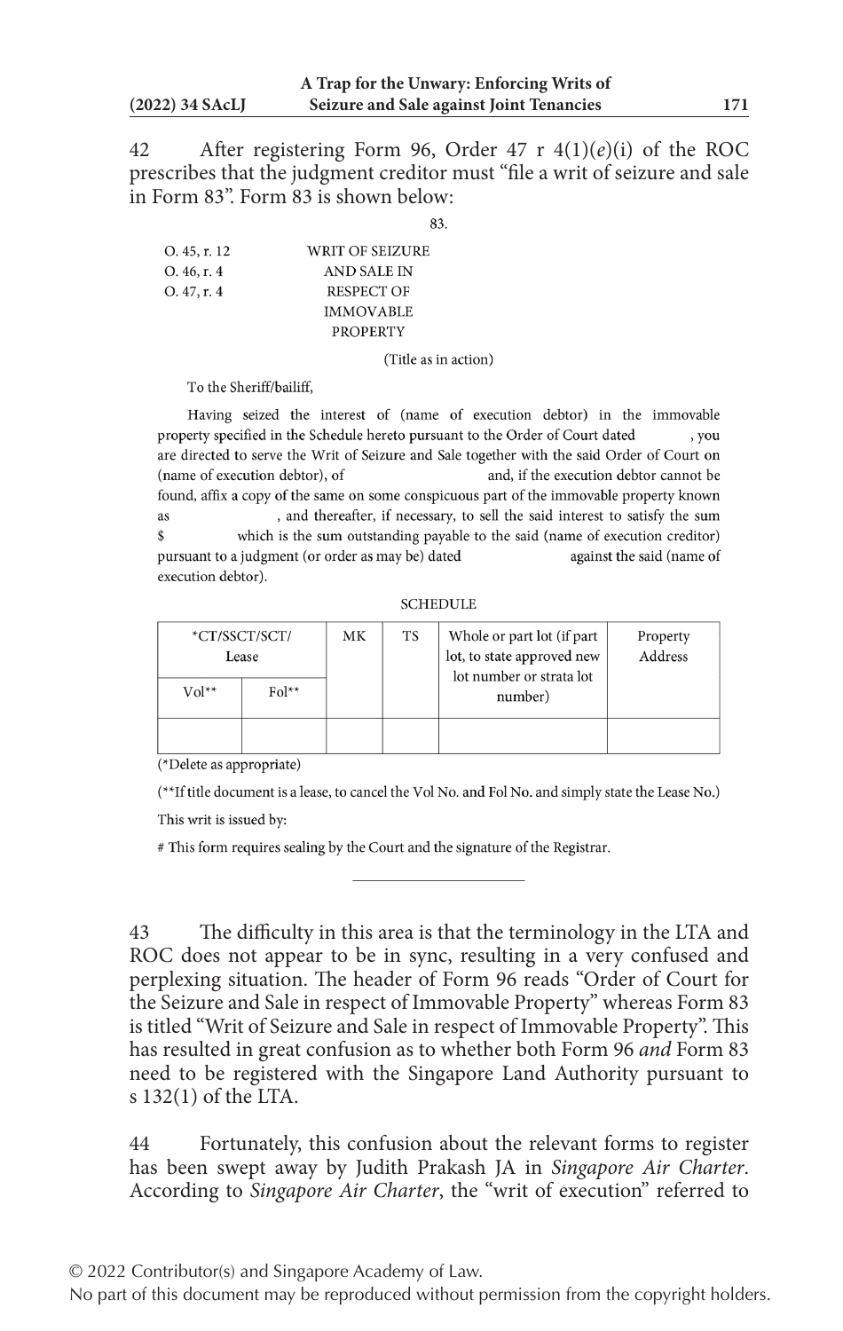42 After registering Form 96, Order 47 r 4(1)(*e*)(i) of the ROC prescribes that the judgment creditor must "file a writ of seizure and sale in Form 83". Form 83 is shown below:

83.

O. 45, r. 12
O. 46, r. 4
O. 47, r. 4

WRIT OF SEIZURE AND SALE IN RESPECT OF IMMOVABLE PROPERTY

(Title as in action)

To the Sheriff/bailiff,

Having seized the interest of (name of execution debtor) in the immovable property specified in the Schedule hereto pursuant to the Order of Court dated , you are directed to serve the Writ of Seizure and Sale together with the said Order of Court on (name of execution debtor), of and, if the execution debtor cannot be found, affix a copy of the same on some conspicuous part of the immovable property known as , and thereafter, if necessary, to sell the said interest to satisfy the sum $ which is the sum outstanding payable to the said (name of execution creditor) pursuant to a judgment (or order as may be) dated against the said (name of execution debtor).

SCHEDULE

| \*CT/SSCT/SCT/ Lease | | MK | TS | Whole or part lot (if part lot, to state approved new lot number or strata lot number) | Property Address |
|---|---|---|---|---|---|
| Vol\*\* | Fol\*\* | | | | |
| | | | | | |

(\*Delete as appropriate)

(\*\*If title document is a lease, to cancel the Vol No. and Fol No. and simply state the Lease No.)

This writ is issued by:

# This form requires sealing by the Court and the signature of the Registrar.

---

43 The difficulty in this area is that the terminology in the LTA and ROC does not appear to be in sync, resulting in a very confused and perplexing situation. The header of Form 96 reads "Order of Court for the Seizure and Sale in respect of Immovable Property" whereas Form 83 is titled "Writ of Seizure and Sale in respect of Immovable Property". This has resulted in great confusion as to whether both Form 96 *and* Form 83 need to be registered with the Singapore Land Authority pursuant to s 132(1) of the LTA.

44 Fortunately, this confusion about the relevant forms to register has been swept away by Judith Prakash JA in *Singapore Air Charter*. According to *Singapore Air Charter*, the "writ of execution" referred to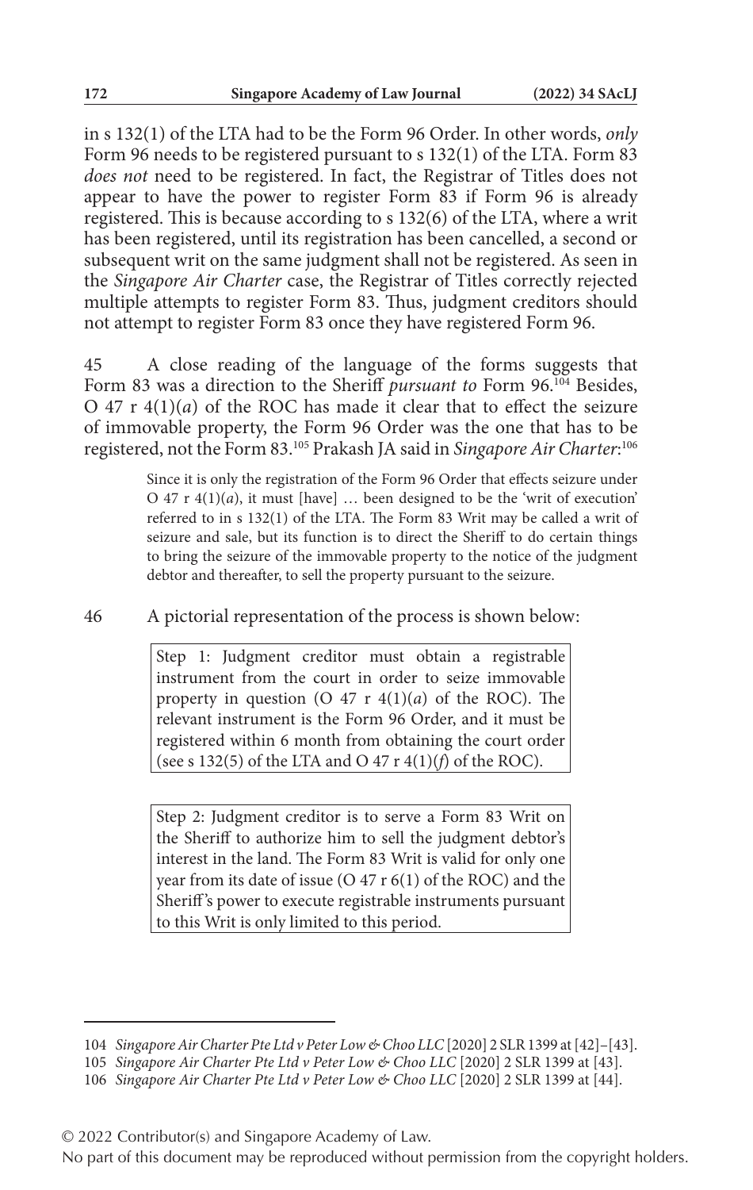in s 132(1) of the LTA had to be the Form 96 Order. In other words, *only* Form 96 needs to be registered pursuant to s 132(1) of the LTA. Form 83 *does not* need to be registered. In fact, the Registrar of Titles does not appear to have the power to register Form 83 if Form 96 is already registered. This is because according to s 132(6) of the LTA, where a writ has been registered, until its registration has been cancelled, a second or subsequent writ on the same judgment shall not be registered. As seen in the *Singapore Air Charter* case, the Registrar of Titles correctly rejected multiple attempts to register Form 83. Thus, judgment creditors should not attempt to register Form 83 once they have registered Form 96.

45 A close reading of the language of the forms suggests that Form 83 was a direction to the Sheriff *pursuant to* Form 96.[104] Besides, O 47 r 4(1)(*a*) of the ROC has made it clear that to effect the seizure of immovable property, the Form 96 Order was the one that has to be registered, not the Form 83.[105] Prakash JA said in *Singapore Air Charter*:[106]

> Since it is only the registration of the Form 96 Order that effects seizure under O 47 r 4(1)(*a*), it must [have] … been designed to be the 'writ of execution' referred to in s 132(1) of the LTA. The Form 83 Writ may be called a writ of seizure and sale, but its function is to direct the Sheriff to do certain things to bring the seizure of the immovable property to the notice of the judgment debtor and thereafter, to sell the property pursuant to the seizure.

46 A pictorial representation of the process is shown below:

> Step 1: Judgment creditor must obtain a registrable instrument from the court in order to seize immovable property in question (O 47 r 4(1)(*a*) of the ROC). The relevant instrument is the Form 96 Order, and it must be registered within 6 month from obtaining the court order (see s 132(5) of the LTA and O 47 r 4(1)(*f*) of the ROC).

> Step 2: Judgment creditor is to serve a Form 83 Writ on the Sheriff to authorize him to sell the judgment debtor's interest in the land. The Form 83 Writ is valid for only one year from its date of issue (O 47 r 6(1) of the ROC) and the Sheriff's power to execute registrable instruments pursuant to this Writ is only limited to this period.

---

104 *Singapore Air Charter Pte Ltd v Peter Low & Choo LLC* [2020] 2 SLR 1399 at [42]–[43].

105 *Singapore Air Charter Pte Ltd v Peter Low & Choo LLC* [2020] 2 SLR 1399 at [43].

106 *Singapore Air Charter Pte Ltd v Peter Low & Choo LLC* [2020] 2 SLR 1399 at [44].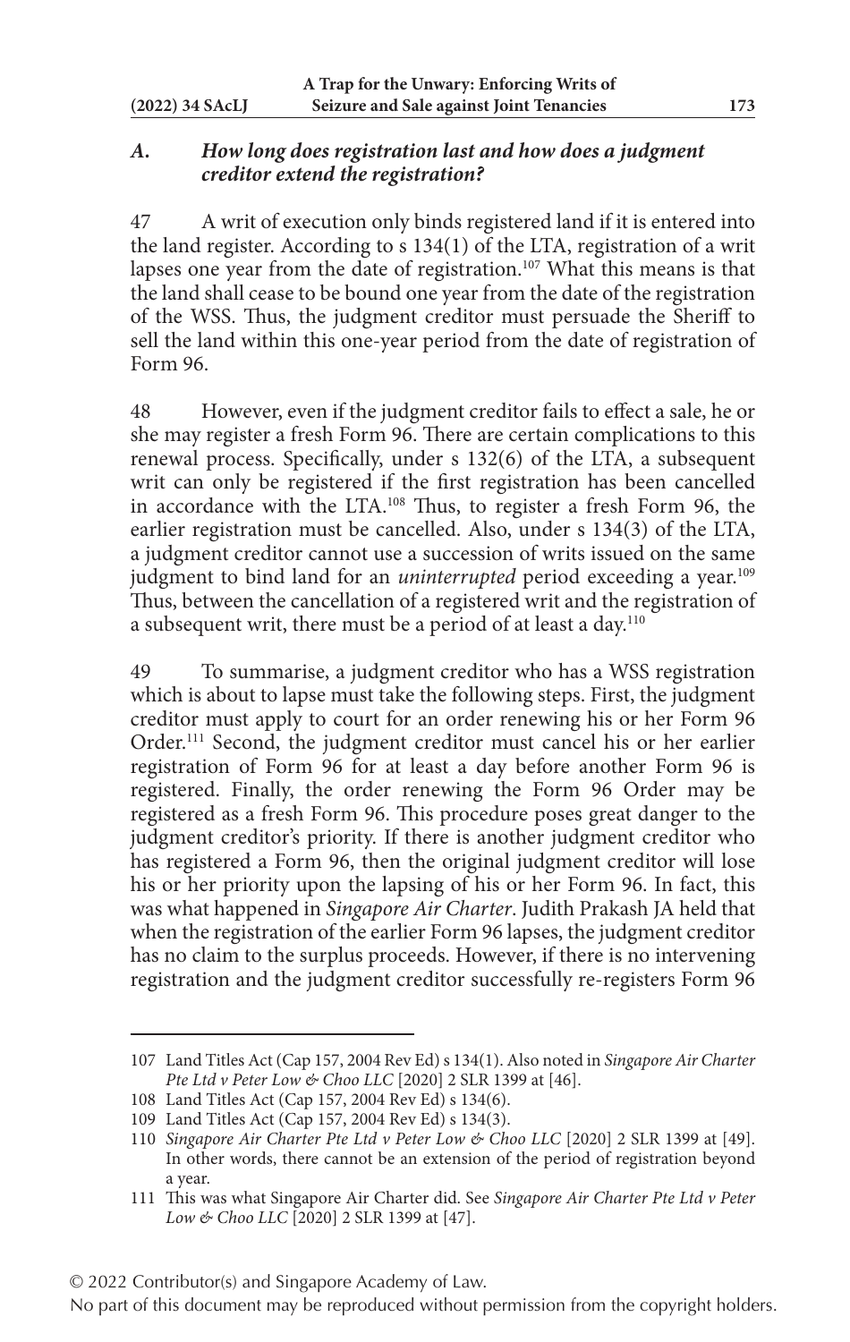### *A. How long does registration last and how does a judgment creditor extend the registration?*

47 A writ of execution only binds registered land if it is entered into the land register. According to s 134(1) of the LTA, registration of a writ lapses one year from the date of registration.[107] What this means is that the land shall cease to be bound one year from the date of the registration of the WSS. Thus, the judgment creditor must persuade the Sheriff to sell the land within this one-year period from the date of registration of Form 96.

48 However, even if the judgment creditor fails to effect a sale, he or she may register a fresh Form 96. There are certain complications to this renewal process. Specifically, under s 132(6) of the LTA, a subsequent writ can only be registered if the first registration has been cancelled in accordance with the LTA.[108] Thus, to register a fresh Form 96, the earlier registration must be cancelled. Also, under s 134(3) of the LTA, a judgment creditor cannot use a succession of writs issued on the same judgment to bind land for an *uninterrupted* period exceeding a year.[109] Thus, between the cancellation of a registered writ and the registration of a subsequent writ, there must be a period of at least a day.[110]

49 To summarise, a judgment creditor who has a WSS registration which is about to lapse must take the following steps. First, the judgment creditor must apply to court for an order renewing his or her Form 96 Order.[111] Second, the judgment creditor must cancel his or her earlier registration of Form 96 for at least a day before another Form 96 is registered. Finally, the order renewing the Form 96 Order may be registered as a fresh Form 96. This procedure poses great danger to the judgment creditor's priority. If there is another judgment creditor who has registered a Form 96, then the original judgment creditor will lose his or her priority upon the lapsing of his or her Form 96. In fact, this was what happened in *Singapore Air Charter*. Judith Prakash JA held that when the registration of the earlier Form 96 lapses, the judgment creditor has no claim to the surplus proceeds. However, if there is no intervening registration and the judgment creditor successfully re-registers Form 96

---

107 Land Titles Act (Cap 157, 2004 Rev Ed) s 134(1). Also noted in *Singapore Air Charter Pte Ltd v Peter Low & Choo LLC* [2020] 2 SLR 1399 at [46].

108 Land Titles Act (Cap 157, 2004 Rev Ed) s 134(6).

109 Land Titles Act (Cap 157, 2004 Rev Ed) s 134(3).

110 *Singapore Air Charter Pte Ltd v Peter Low & Choo LLC* [2020] 2 SLR 1399 at [49]. In other words, there cannot be an extension of the period of registration beyond a year.

111 This was what Singapore Air Charter did. See *Singapore Air Charter Pte Ltd v Peter Low & Choo LLC* [2020] 2 SLR 1399 at [47].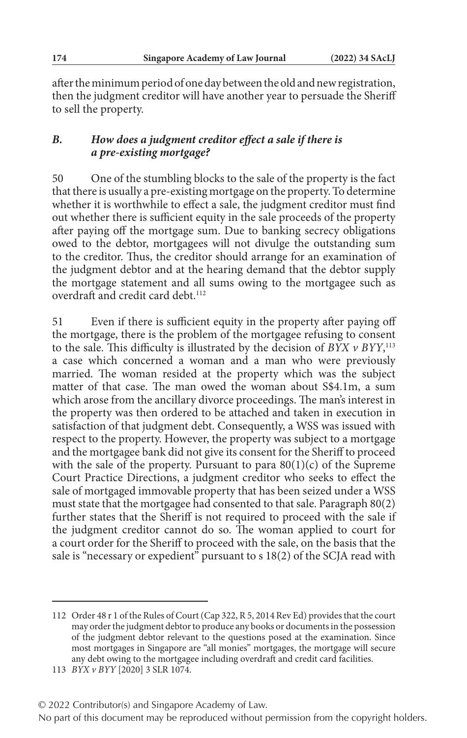after the minimum period of one day between the old and new registration, then the judgment creditor will have another year to persuade the Sheriff to sell the property.

### *B. How does a judgment creditor effect a sale if there is a pre-existing mortgage?*

50 One of the stumbling blocks to the sale of the property is the fact that there is usually a pre-existing mortgage on the property. To determine whether it is worthwhile to effect a sale, the judgment creditor must find out whether there is sufficient equity in the sale proceeds of the property after paying off the mortgage sum. Due to banking secrecy obligations owed to the debtor, mortgagees will not divulge the outstanding sum to the creditor. Thus, the creditor should arrange for an examination of the judgment debtor and at the hearing demand that the debtor supply the mortgage statement and all sums owing to the mortgagee such as overdraft and credit card debt.[112]

51 Even if there is sufficient equity in the property after paying off the mortgage, there is the problem of the mortgagee refusing to consent to the sale. This difficulty is illustrated by the decision of *BYX v BYY*,[113] a case which concerned a woman and a man who were previously married. The woman resided at the property which was the subject matter of that case. The man owed the woman about S$4.1m, a sum which arose from the ancillary divorce proceedings. The man's interest in the property was then ordered to be attached and taken in execution in satisfaction of that judgment debt. Consequently, a WSS was issued with respect to the property. However, the property was subject to a mortgage and the mortgagee bank did not give its consent for the Sheriff to proceed with the sale of the property. Pursuant to para 80(1)(c) of the Supreme Court Practice Directions, a judgment creditor who seeks to effect the sale of mortgaged immovable property that has been seized under a WSS must state that the mortgagee had consented to that sale. Paragraph 80(2) further states that the Sheriff is not required to proceed with the sale if the judgment creditor cannot do so. The woman applied to court for a court order for the Sheriff to proceed with the sale, on the basis that the sale is "necessary or expedient" pursuant to s 18(2) of the SCJA read with

---

112 Order 48 r 1 of the Rules of Court (Cap 322, R 5, 2014 Rev Ed) provides that the court may order the judgment debtor to produce any books or documents in the possession of the judgment debtor relevant to the questions posed at the examination. Since most mortgages in Singapore are "all monies" mortgages, the mortgage will secure any debt owing to the mortgagee including overdraft and credit card facilities.

113 *BYX v BYY* [2020] 3 SLR 1074.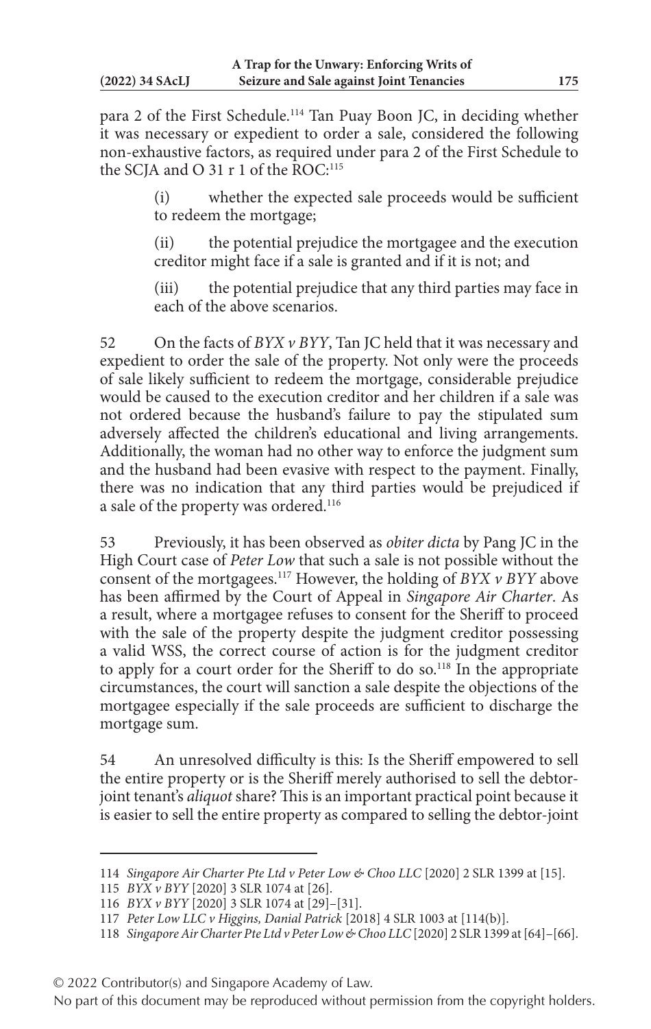para 2 of the First Schedule.[114] Tan Puay Boon JC, in deciding whether it was necessary or expedient to order a sale, considered the following non-exhaustive factors, as required under para 2 of the First Schedule to the SCJA and O 31 r 1 of the ROC:[115]

> (i) whether the expected sale proceeds would be sufficient to redeem the mortgage;
>
> (ii) the potential prejudice the mortgagee and the execution creditor might face if a sale is granted and if it is not; and
>
> (iii) the potential prejudice that any third parties may face in each of the above scenarios.

52 On the facts of *BYX v BYY*, Tan JC held that it was necessary and expedient to order the sale of the property. Not only were the proceeds of sale likely sufficient to redeem the mortgage, considerable prejudice would be caused to the execution creditor and her children if a sale was not ordered because the husband's failure to pay the stipulated sum adversely affected the children's educational and living arrangements. Additionally, the woman had no other way to enforce the judgment sum and the husband had been evasive with respect to the payment. Finally, there was no indication that any third parties would be prejudiced if a sale of the property was ordered.[116]

53 Previously, it has been observed as *obiter dicta* by Pang JC in the High Court case of *Peter Low* that such a sale is not possible without the consent of the mortgagees.[117] However, the holding of *BYX v BYY* above has been affirmed by the Court of Appeal in *Singapore Air Charter*. As a result, where a mortgagee refuses to consent for the Sheriff to proceed with the sale of the property despite the judgment creditor possessing a valid WSS, the correct course of action is for the judgment creditor to apply for a court order for the Sheriff to do so.[118] In the appropriate circumstances, the court will sanction a sale despite the objections of the mortgagee especially if the sale proceeds are sufficient to discharge the mortgage sum.

54 An unresolved difficulty is this: Is the Sheriff empowered to sell the entire property or is the Sheriff merely authorised to sell the debtor-joint tenant's *aliquot* share? This is an important practical point because it is easier to sell the entire property as compared to selling the debtor-joint

---

114 *Singapore Air Charter Pte Ltd v Peter Low & Choo LLC* [2020] 2 SLR 1399 at [15].

115 *BYX v BYY* [2020] 3 SLR 1074 at [26].

116 *BYX v BYY* [2020] 3 SLR 1074 at [29]–[31].

117 *Peter Low LLC v Higgins, Danial Patrick* [2018] 4 SLR 1003 at [114(b)].

118 *Singapore Air Charter Pte Ltd v Peter Low & Choo LLC* [2020] 2 SLR 1399 at [64]–[66].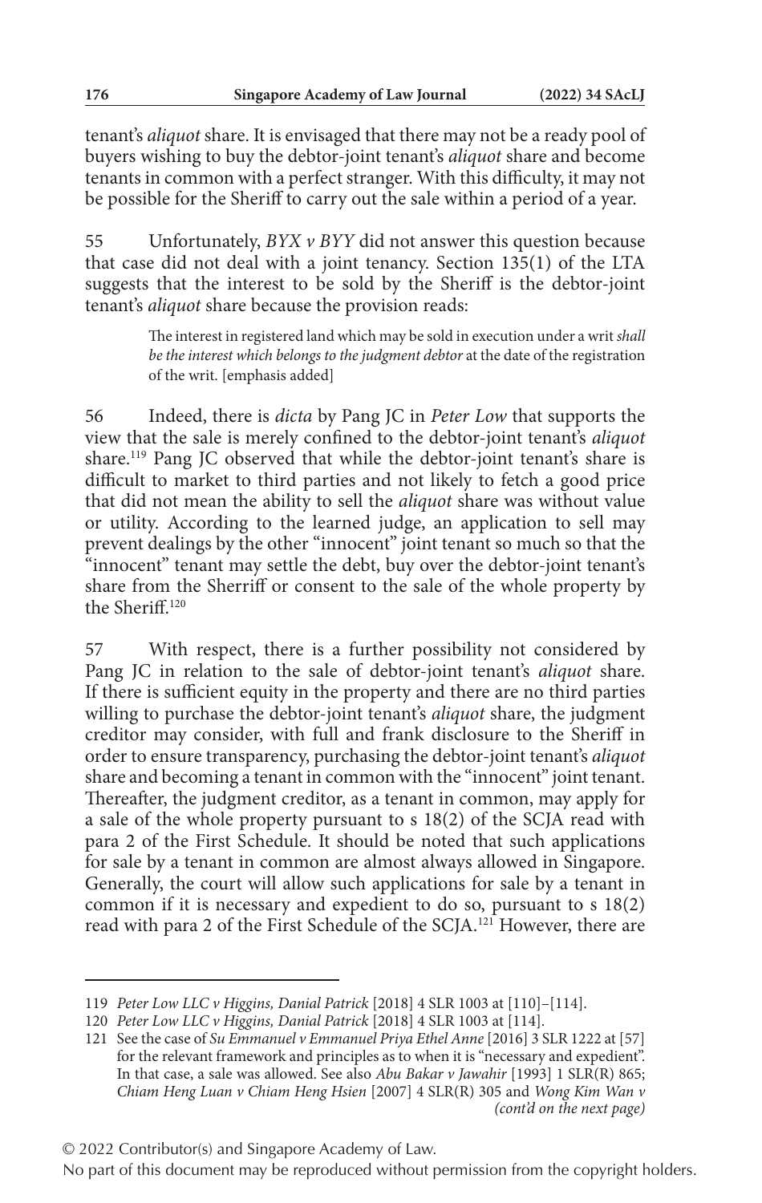tenant's *aliquot* share. It is envisaged that there may not be a ready pool of buyers wishing to buy the debtor-joint tenant's *aliquot* share and become tenants in common with a perfect stranger. With this difficulty, it may not be possible for the Sheriff to carry out the sale within a period of a year.

55 Unfortunately, *BYX v BYY* did not answer this question because that case did not deal with a joint tenancy. Section 135(1) of the LTA suggests that the interest to be sold by the Sheriff is the debtor-joint tenant's *aliquot* share because the provision reads:

> The interest in registered land which may be sold in execution under a writ *shall be the interest which belongs to the judgment debtor* at the date of the registration of the writ. [emphasis added]

56 Indeed, there is *dicta* by Pang JC in *Peter Low* that supports the view that the sale is merely confined to the debtor-joint tenant's *aliquot* share.[119] Pang JC observed that while the debtor-joint tenant's share is difficult to market to third parties and not likely to fetch a good price that did not mean the ability to sell the *aliquot* share was without value or utility. According to the learned judge, an application to sell may prevent dealings by the other "innocent" joint tenant so much so that the "innocent" tenant may settle the debt, buy over the debtor-joint tenant's share from the Sherriff or consent to the sale of the whole property by the Sheriff.[120]

57 With respect, there is a further possibility not considered by Pang JC in relation to the sale of debtor-joint tenant's *aliquot* share. If there is sufficient equity in the property and there are no third parties willing to purchase the debtor-joint tenant's *aliquot* share, the judgment creditor may consider, with full and frank disclosure to the Sheriff in order to ensure transparency, purchasing the debtor-joint tenant's *aliquot* share and becoming a tenant in common with the "innocent" joint tenant. Thereafter, the judgment creditor, as a tenant in common, may apply for a sale of the whole property pursuant to s 18(2) of the SCJA read with para 2 of the First Schedule. It should be noted that such applications for sale by a tenant in common are almost always allowed in Singapore. Generally, the court will allow such applications for sale by a tenant in common if it is necessary and expedient to do so, pursuant to s 18(2) read with para 2 of the First Schedule of the SCJA.[121] However, there are

---

119 *Peter Low LLC v Higgins, Danial Patrick* [2018] 4 SLR 1003 at [110]–[114].

120 *Peter Low LLC v Higgins, Danial Patrick* [2018] 4 SLR 1003 at [114].

121 See the case of *Su Emmanuel v Emmanuel Priya Ethel Anne* [2016] 3 SLR 1222 at [57] for the relevant framework and principles as to when it is "necessary and expedient". In that case, a sale was allowed. See also *Abu Bakar v Jawahir* [1993] 1 SLR(R) 865; *Chiam Heng Luan v Chiam Heng Hsien* [2007] 4 SLR(R) 305 and *Wong Kim Wan v* *(cont'd on the next page)*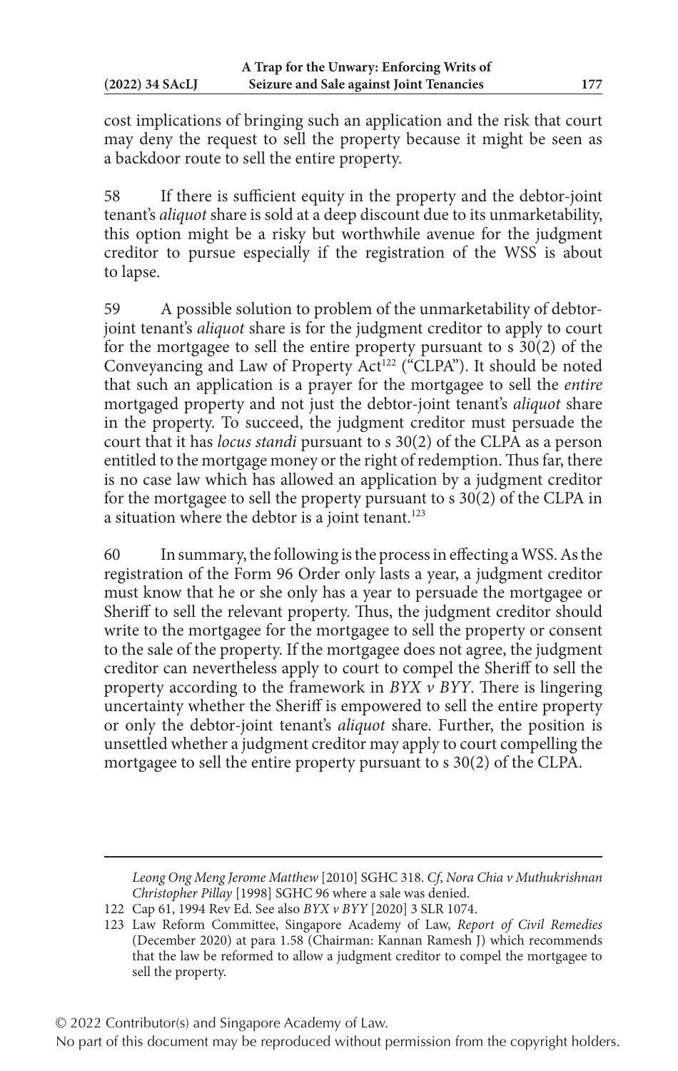cost implications of bringing such an application and the risk that court may deny the request to sell the property because it might be seen as a backdoor route to sell the entire property.

58 If there is sufficient equity in the property and the debtor-joint tenant's *aliquot* share is sold at a deep discount due to its unmarketability, this option might be a risky but worthwhile avenue for the judgment creditor to pursue especially if the registration of the WSS is about to lapse.

59 A possible solution to problem of the unmarketability of debtor-joint tenant's *aliquot* share is for the judgment creditor to apply to court for the mortgagee to sell the entire property pursuant to s 30(2) of the Conveyancing and Law of Property Act[122] ("CLPA"). It should be noted that such an application is a prayer for the mortgagee to sell the *entire* mortgaged property and not just the debtor-joint tenant's *aliquot* share in the property. To succeed, the judgment creditor must persuade the court that it has *locus standi* pursuant to s 30(2) of the CLPA as a person entitled to the mortgage money or the right of redemption. Thus far, there is no case law which has allowed an application by a judgment creditor for the mortgagee to sell the property pursuant to s 30(2) of the CLPA in a situation where the debtor is a joint tenant.[123]

60 In summary, the following is the process in effecting a WSS. As the registration of the Form 96 Order only lasts a year, a judgment creditor must know that he or she only has a year to persuade the mortgagee or Sheriff to sell the relevant property. Thus, the judgment creditor should write to the mortgagee for the mortgagee to sell the property or consent to the sale of the property. If the mortgagee does not agree, the judgment creditor can nevertheless apply to court to compel the Sheriff to sell the property according to the framework in *BYX v BYY*. There is lingering uncertainty whether the Sheriff is empowered to sell the entire property or only the debtor-joint tenant's *aliquot* share. Further, the position is unsettled whether a judgment creditor may apply to court compelling the mortgagee to sell the entire property pursuant to s 30(2) of the CLPA.

---

*Leong Ong Meng Jerome Matthew* [2010] SGHC 318. *Cf*, *Nora Chia v Muthukrishnan Christopher Pillay* [1998] SGHC 96 where a sale was denied.

122 Cap 61, 1994 Rev Ed. See also *BYX v BYY* [2020] 3 SLR 1074.

123 Law Reform Committee, Singapore Academy of Law, *Report of Civil Remedies* (December 2020) at para 1.58 (Chairman: Kannan Ramesh J) which recommends that the law be reformed to allow a judgment creditor to compel the mortgagee to sell the property.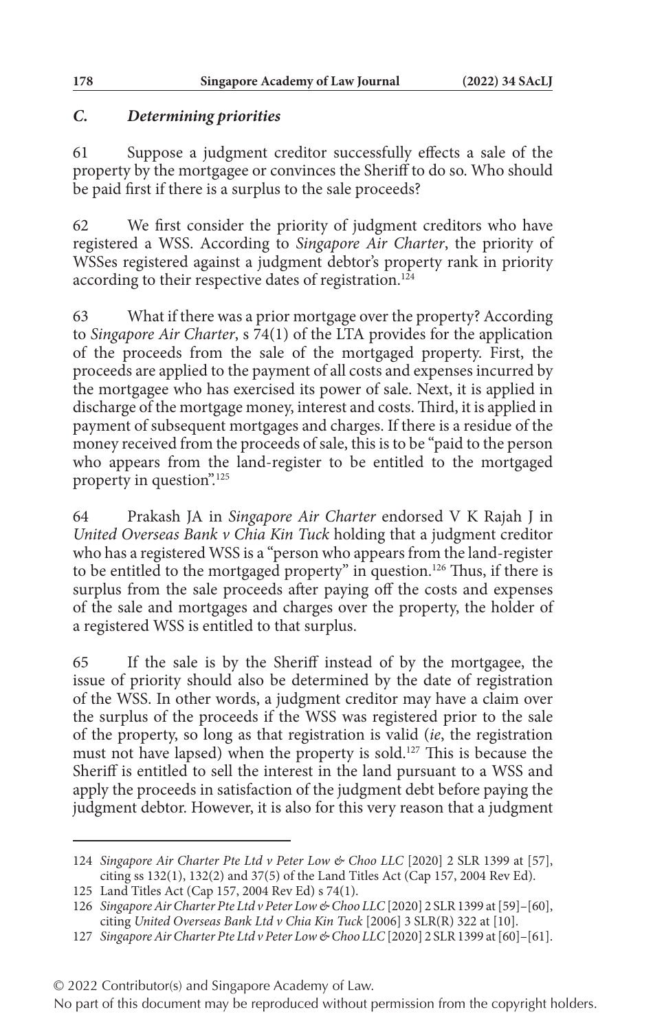### *C. Determining priorities*

61 Suppose a judgment creditor successfully effects a sale of the property by the mortgagee or convinces the Sheriff to do so. Who should be paid first if there is a surplus to the sale proceeds?

62 We first consider the priority of judgment creditors who have registered a WSS. According to *Singapore Air Charter*, the priority of WSSes registered against a judgment debtor's property rank in priority according to their respective dates of registration.[124]

63 What if there was a prior mortgage over the property? According to *Singapore Air Charter*, s 74(1) of the LTA provides for the application of the proceeds from the sale of the mortgaged property. First, the proceeds are applied to the payment of all costs and expenses incurred by the mortgagee who has exercised its power of sale. Next, it is applied in discharge of the mortgage money, interest and costs. Third, it is applied in payment of subsequent mortgages and charges. If there is a residue of the money received from the proceeds of sale, this is to be "paid to the person who appears from the land-register to be entitled to the mortgaged property in question".[125]

64 Prakash JA in *Singapore Air Charter* endorsed V K Rajah J in *United Overseas Bank v Chia Kin Tuck* holding that a judgment creditor who has a registered WSS is a "person who appears from the land-register to be entitled to the mortgaged property" in question.[126] Thus, if there is surplus from the sale proceeds after paying off the costs and expenses of the sale and mortgages and charges over the property, the holder of a registered WSS is entitled to that surplus.

65 If the sale is by the Sheriff instead of by the mortgagee, the issue of priority should also be determined by the date of registration of the WSS. In other words, a judgment creditor may have a claim over the surplus of the proceeds if the WSS was registered prior to the sale of the property, so long as that registration is valid (*ie*, the registration must not have lapsed) when the property is sold.[127] This is because the Sheriff is entitled to sell the interest in the land pursuant to a WSS and apply the proceeds in satisfaction of the judgment debt before paying the judgment debtor. However, it is also for this very reason that a judgment

---

124 *Singapore Air Charter Pte Ltd v Peter Low & Choo LLC* [2020] 2 SLR 1399 at [57], citing ss 132(1), 132(2) and 37(5) of the Land Titles Act (Cap 157, 2004 Rev Ed).

125 Land Titles Act (Cap 157, 2004 Rev Ed) s 74(1).

126 *Singapore Air Charter Pte Ltd v Peter Low & Choo LLC* [2020] 2 SLR 1399 at [59]–[60], citing *United Overseas Bank Ltd v Chia Kin Tuck* [2006] 3 SLR(R) 322 at [10].

127 *Singapore Air Charter Pte Ltd v Peter Low & Choo LLC* [2020] 2 SLR 1399 at [60]–[61].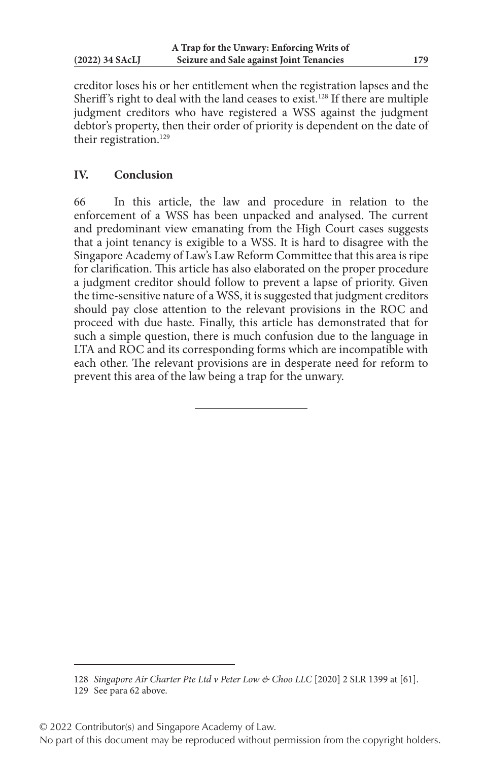creditor loses his or her entitlement when the registration lapses and the Sheriff's right to deal with the land ceases to exist.[128] If there are multiple judgment creditors who have registered a WSS against the judgment debtor's property, then their order of priority is dependent on the date of their registration.[129]

## IV. Conclusion

66 In this article, the law and procedure in relation to the enforcement of a WSS has been unpacked and analysed. The current and predominant view emanating from the High Court cases suggests that a joint tenancy is exigible to a WSS. It is hard to disagree with the Singapore Academy of Law's Law Reform Committee that this area is ripe for clarification. This article has also elaborated on the proper procedure a judgment creditor should follow to prevent a lapse of priority. Given the time-sensitive nature of a WSS, it is suggested that judgment creditors should pay close attention to the relevant provisions in the ROC and proceed with due haste. Finally, this article has demonstrated that for such a simple question, there is much confusion due to the language in LTA and ROC and its corresponding forms which are incompatible with each other. The relevant provisions are in desperate need for reform to prevent this area of the law being a trap for the unwary.

---

128 *Singapore Air Charter Pte Ltd v Peter Low & Choo LLC* [2020] 2 SLR 1399 at [61].

129 See para 62 above.

© 2022 Contributor(s) and Singapore Academy of Law.
No part of this document may be reproduced without permission from the copyright holders.